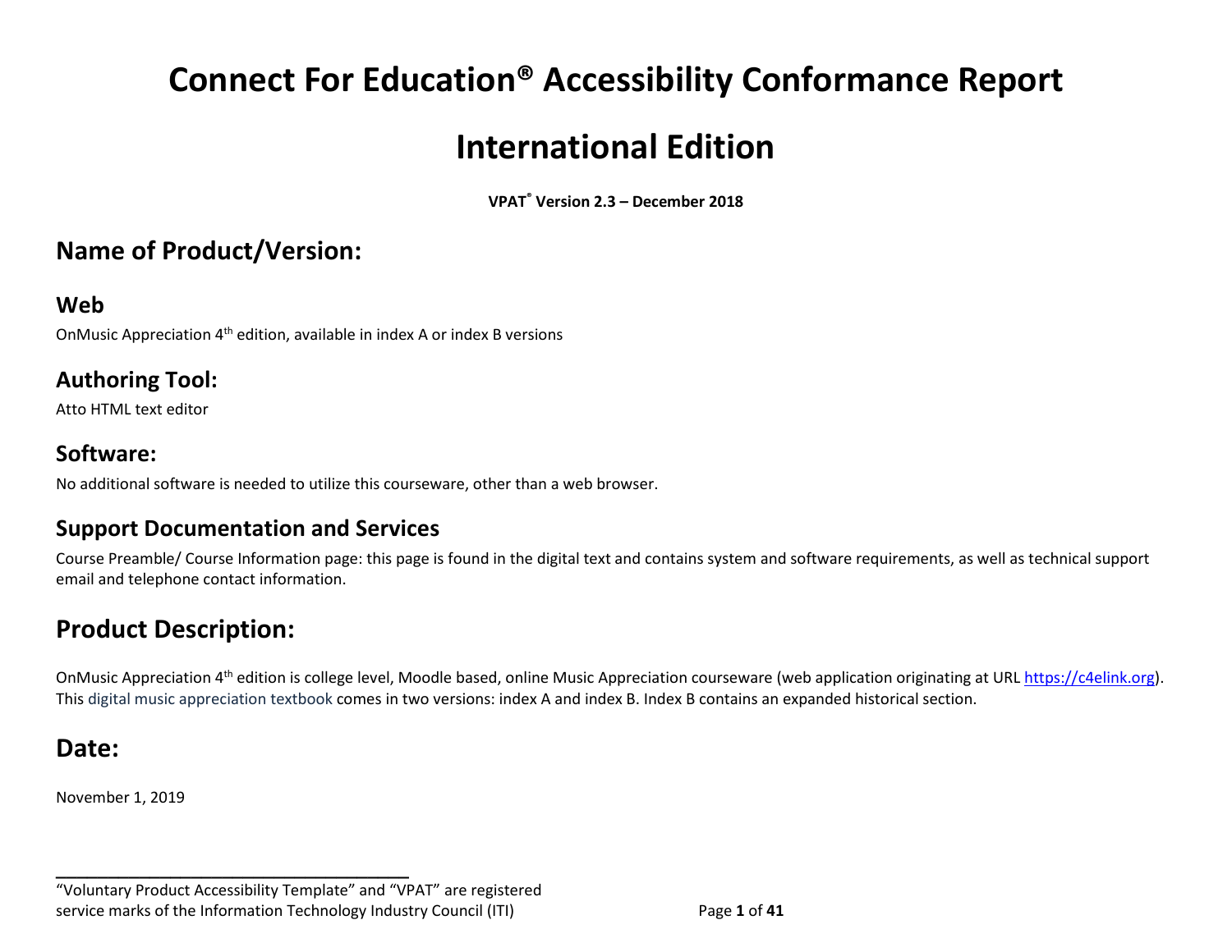# Connect For Education® Accessibility Conformance Report

# International Edition

**VPAT® Version 2.3 – December 2018**

## Name of Product/Version:

### Web

OnMusic Appreciation 4th edition, available in index A or index B versions

### Authoring Tool:

Atto HTML text editor

### Software:

No additional software is needed to utilize this courseware, other than a web browser.

### Support Documentation and Services

Course Preamble/ Course Information page: this page is found in the digital text and contains system and software requirements, as well as technical support email and telephone contact information.

## Product Description:

OnMusic Appreciation 4th edition is college level, Moodle based, online Music Appreciation courseware (web application originating at URL https://c4elink.org). This digital music appreciation textbook comes in two versions: index A and index B. Index B contains an expanded historical section.

## Date:

November 1, 2019

---

"Voluntary Product Accessibility Template" and "VPAT" are registered service marks of the Information Technology Industry Council (ITI)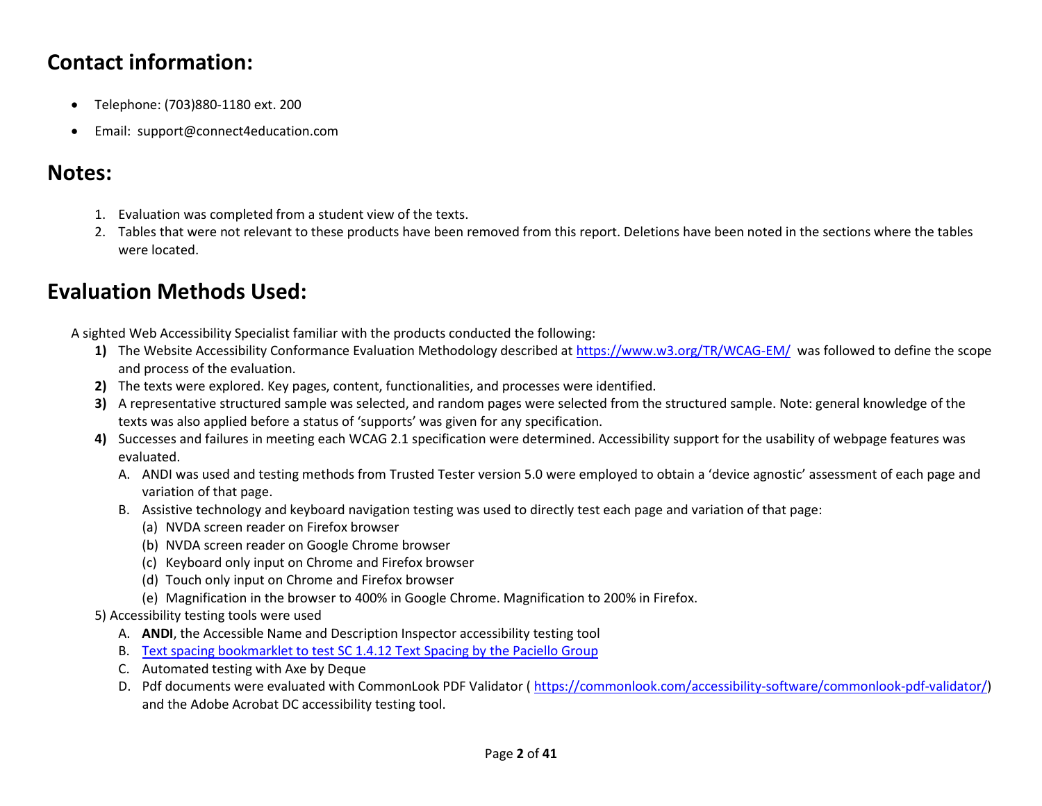## Contact information:

- Telephone: (703)880-1180 ext. 200
- Email: support@connect4education.com

## Notes:

1. Evaluation was completed from a student view of the texts.
2. Tables that were not relevant to these products have been removed from this report. Deletions have been noted in the sections where the tables were located.

## Evaluation Methods Used:

A sighted Web Accessibility Specialist familiar with the products conducted the following:

**1)** The Website Accessibility Conformance Evaluation Methodology described at https://www.w3.org/TR/WCAG-EM/ was followed to define the scope and process of the evaluation.

**2)** The texts were explored. Key pages, content, functionalities, and processes were identified.

**3)** A representative structured sample was selected, and random pages were selected from the structured sample. Note: general knowledge of the texts was also applied before a status of 'supports' was given for any specification.

**4)** Successes and failures in meeting each WCAG 2.1 specification were determined. Accessibility support for the usability of webpage features was evaluated.

   A. ANDI was used and testing methods from Trusted Tester version 5.0 were employed to obtain a 'device agnostic' assessment of each page and variation of that page.

   B. Assistive technology and keyboard navigation testing was used to directly test each page and variation of that page:

      (a) NVDA screen reader on Firefox browser
      (b) NVDA screen reader on Google Chrome browser
      (c) Keyboard only input on Chrome and Firefox browser
      (d) Touch only input on Chrome and Firefox browser
      (e) Magnification in the browser to 400% in Google Chrome. Magnification to 200% in Firefox.

5) Accessibility testing tools were used

   A. **ANDI**, the Accessible Name and Description Inspector accessibility testing tool

   B. Text spacing bookmarklet to test SC 1.4.12 Text Spacing by the Paciello Group

   C. Automated testing with Axe by Deque

   D. Pdf documents were evaluated with CommonLook PDF Validator ( https://commonlook.com/accessibility-software/commonlook-pdf-validator/) and the Adobe Acrobat DC accessibility testing tool.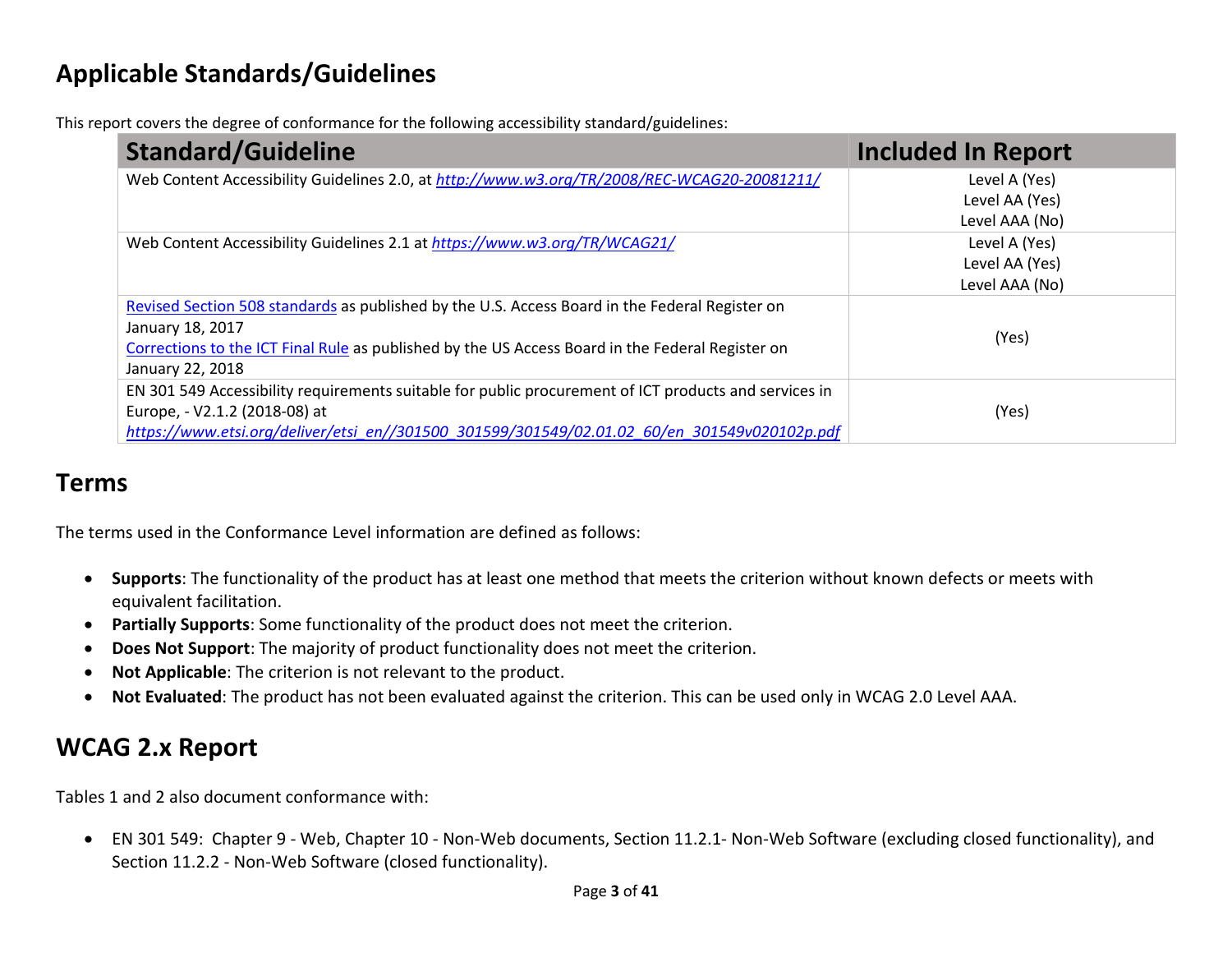## Applicable Standards/Guidelines

This report covers the degree of conformance for the following accessibility standard/guidelines:

| Standard/Guideline | Included In Report |
|---|---|
| Web Content Accessibility Guidelines 2.0, at *http://www.w3.org/TR/2008/REC-WCAG20-20081211/* | Level A (Yes)<br>Level AA (Yes)<br>Level AAA (No) |
| Web Content Accessibility Guidelines 2.1 at *https://www.w3.org/TR/WCAG21/* | Level A (Yes)<br>Level AA (Yes)<br>Level AAA (No) |
| Revised Section 508 standards as published by the U.S. Access Board in the Federal Register on January 18, 2017<br>Corrections to the ICT Final Rule as published by the US Access Board in the Federal Register on January 22, 2018 | (Yes) |
| EN 301 549 Accessibility requirements suitable for public procurement of ICT products and services in Europe, - V2.1.2 (2018-08) at *https://www.etsi.org/deliver/etsi_en//301500_301599/301549/02.01.02_60/en_301549v020102p.pdf* | (Yes) |

## Terms

The terms used in the Conformance Level information are defined as follows:

- **Supports**: The functionality of the product has at least one method that meets the criterion without known defects or meets with equivalent facilitation.
- **Partially Supports**: Some functionality of the product does not meet the criterion.
- **Does Not Support**: The majority of product functionality does not meet the criterion.
- **Not Applicable**: The criterion is not relevant to the product.
- **Not Evaluated**: The product has not been evaluated against the criterion. This can be used only in WCAG 2.0 Level AAA.

## WCAG 2.x Report

Tables 1 and 2 also document conformance with:

- EN 301 549: Chapter 9 - Web, Chapter 10 - Non-Web documents, Section 11.2.1- Non-Web Software (excluding closed functionality), and Section 11.2.2 - Non-Web Software (closed functionality).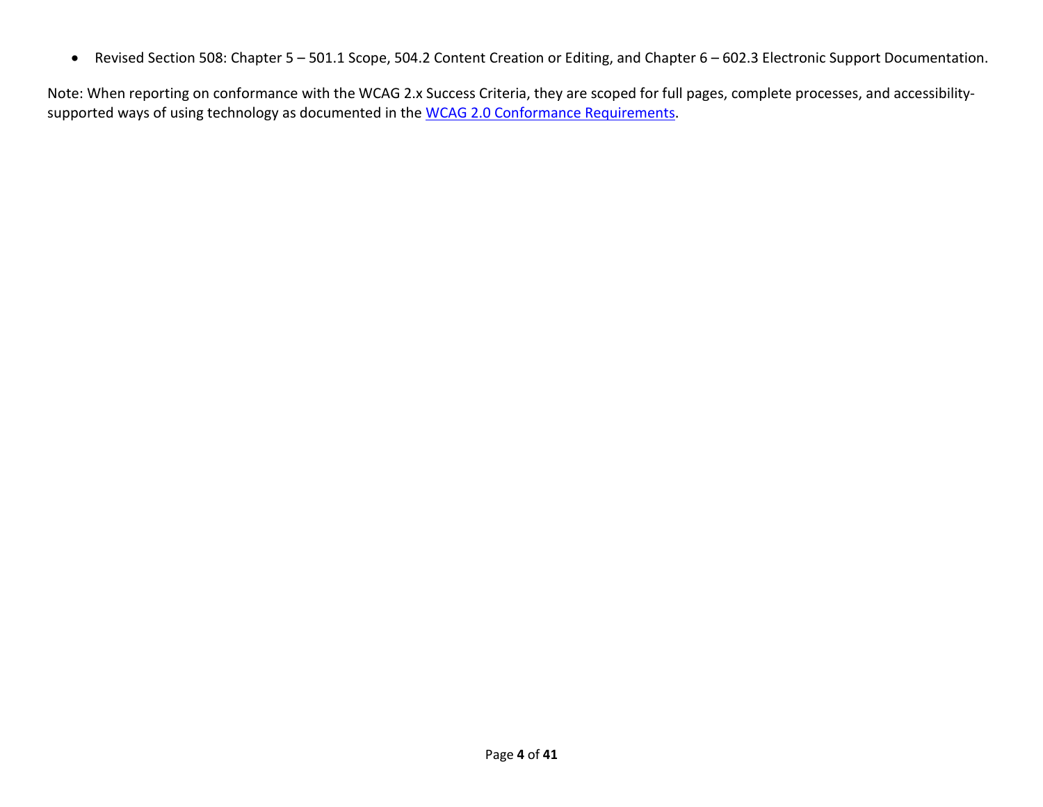- Revised Section 508: Chapter 5 – 501.1 Scope, 504.2 Content Creation or Editing, and Chapter 6 – 602.3 Electronic Support Documentation.

Note: When reporting on conformance with the WCAG 2.x Success Criteria, they are scoped for full pages, complete processes, and accessibility-supported ways of using technology as documented in the [WCAG 2.0 Conformance Requirements](#).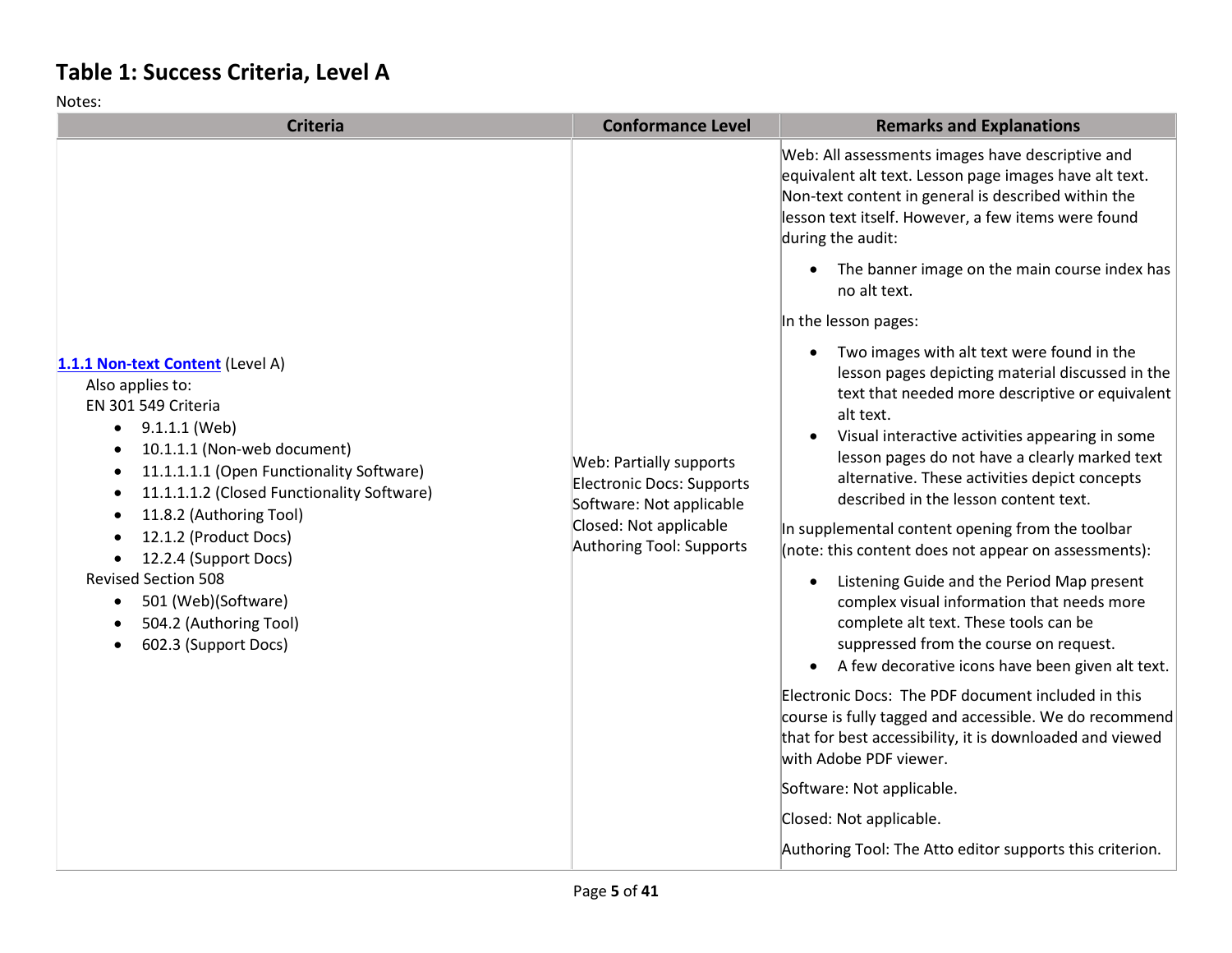## Table 1: Success Criteria, Level A

Notes:

| Criteria | Conformance Level | Remarks and Explanations |
| --- | --- | --- |
| **1.1.1 Non-text Content** (Level A)<br>Also applies to:<br>EN 301 549 Criteria<br>• 9.1.1.1 (Web)<br>• 10.1.1.1 (Non-web document)<br>• 11.1.1.1.1 (Open Functionality Software)<br>• 11.1.1.1.2 (Closed Functionality Software)<br>• 11.8.2 (Authoring Tool)<br>• 12.1.2 (Product Docs)<br>• 12.2.4 (Support Docs)<br>Revised Section 508<br>• 501 (Web)(Software)<br>• 504.2 (Authoring Tool)<br>• 602.3 (Support Docs) | Web: Partially supports<br>Electronic Docs: Supports<br>Software: Not applicable<br>Closed: Not applicable<br>Authoring Tool: Supports | Web: All assessments images have descriptive and equivalent alt text. Lesson page images have alt text. Non-text content in general is described within the lesson text itself. However, a few items were found during the audit:<br>• The banner image on the main course index has no alt text.<br>In the lesson pages:<br>• Two images with alt text were found in the lesson pages depicting material discussed in the text that needed more descriptive or equivalent alt text.<br>• Visual interactive activities appearing in some lesson pages do not have a clearly marked text alternative. These activities depict concepts described in the lesson content text.<br>In supplemental content opening from the toolbar (note: this content does not appear on assessments):<br>• Listening Guide and the Period Map present complex visual information that needs more complete alt text. These tools can be suppressed from the course on request.<br>• A few decorative icons have been given alt text.<br>Electronic Docs: The PDF document included in this course is fully tagged and accessible. We do recommend that for best accessibility, it is downloaded and viewed with Adobe PDF viewer.<br>Software: Not applicable.<br>Closed: Not applicable.<br>Authoring Tool: The Atto editor supports this criterion. |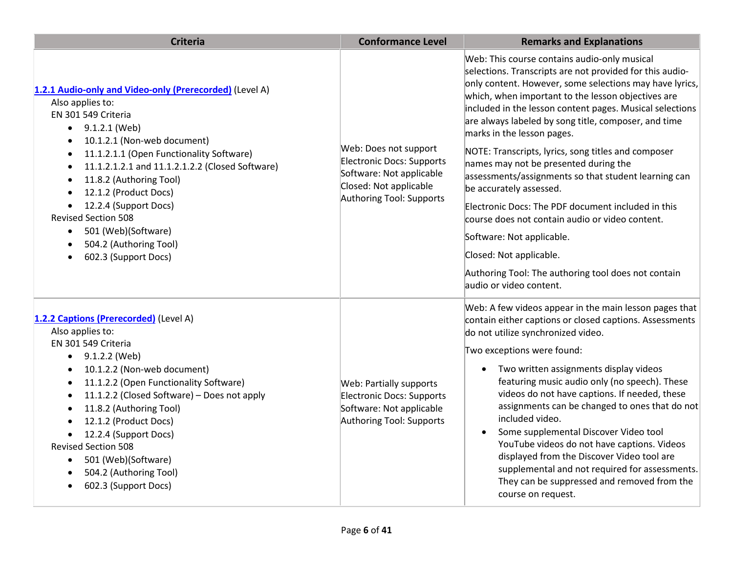| Criteria | Conformance Level | Remarks and Explanations |
| --- | --- | --- |
| **1.2.1 Audio-only and Video-only (Prerecorded)** (Level A)<br>Also applies to:<br>EN 301 549 Criteria<br>• 9.1.2.1 (Web)<br>• 10.1.2.1 (Non-web document)<br>• 11.1.2.1.1 (Open Functionality Software)<br>• 11.1.2.1.2.1 and 11.1.2.1.2.2 (Closed Software)<br>• 11.8.2 (Authoring Tool)<br>• 12.1.2 (Product Docs)<br>• 12.2.4 (Support Docs)<br>Revised Section 508<br>• 501 (Web)(Software)<br>• 504.2 (Authoring Tool)<br>• 602.3 (Support Docs) | Web: Does not support<br>Electronic Docs: Supports<br>Software: Not applicable<br>Closed: Not applicable<br>Authoring Tool: Supports | Web: This course contains audio-only musical selections. Transcripts are not provided for this audio-only content. However, some selections may have lyrics, which, when important to the lesson objectives are included in the lesson content pages. Musical selections are always labeled by song title, composer, and time marks in the lesson pages.<br><br>NOTE: Transcripts, lyrics, song titles and composer names may not be presented during the assessments/assignments so that student learning can be accurately assessed.<br><br>Electronic Docs: The PDF document included in this course does not contain audio or video content.<br><br>Software: Not applicable.<br><br>Closed: Not applicable.<br><br>Authoring Tool: The authoring tool does not contain audio or video content. |
| **1.2.2 Captions (Prerecorded)** (Level A)<br>Also applies to:<br>EN 301 549 Criteria<br>• 9.1.2.2 (Web)<br>• 10.1.2.2 (Non-web document)<br>• 11.1.2.2 (Open Functionality Software)<br>• 11.1.2.2 (Closed Software) – Does not apply<br>• 11.8.2 (Authoring Tool)<br>• 12.1.2 (Product Docs)<br>• 12.2.4 (Support Docs)<br>Revised Section 508<br>• 501 (Web)(Software)<br>• 504.2 (Authoring Tool)<br>• 602.3 (Support Docs) | Web: Partially supports<br>Electronic Docs: Supports<br>Software: Not applicable<br>Authoring Tool: Supports | Web: A few videos appear in the main lesson pages that contain either captions or closed captions. Assessments do not utilize synchronized video.<br><br>Two exceptions were found:<br><br>• Two written assignments display videos featuring music audio only (no speech). These videos do not have captions. If needed, these assignments can be changed to ones that do not included video.<br>• Some supplemental Discover Video tool YouTube videos do not have captions. Videos displayed from the Discover Video tool are supplemental and not required for assessments. They can be suppressed and removed from the course on request. |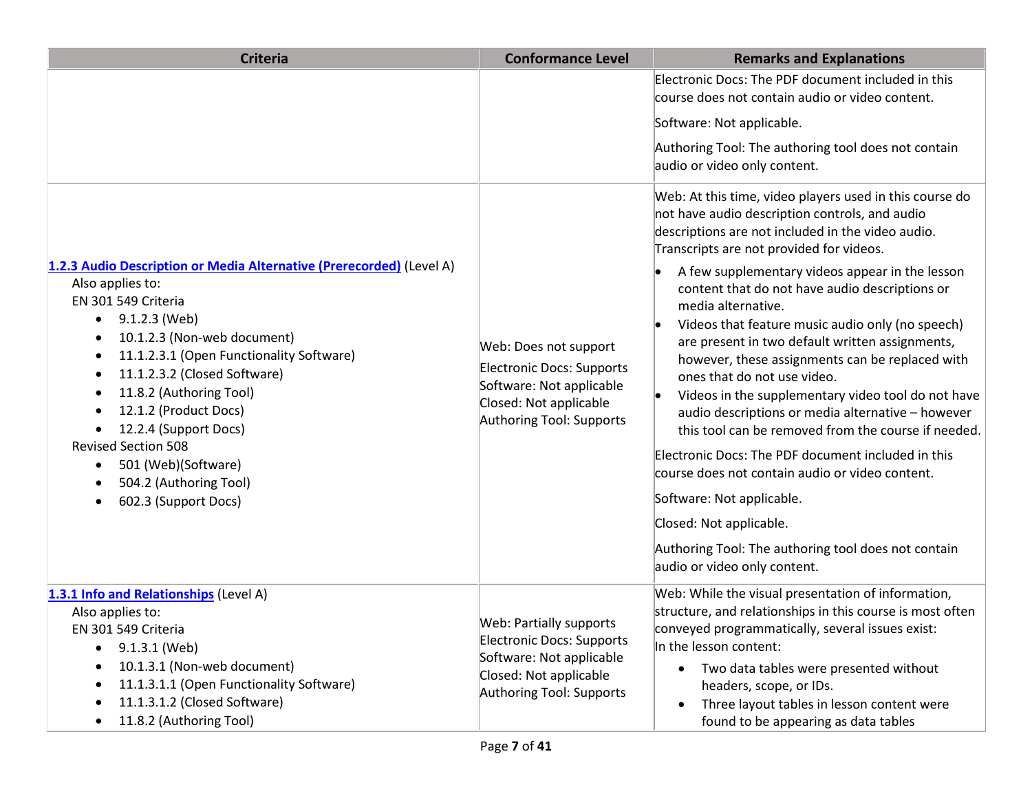| Criteria | Conformance Level | Remarks and Explanations |
| --- | --- | --- |
| | | Electronic Docs: The PDF document included in this course does not contain audio or video content.<br><br>Software: Not applicable.<br><br>Authoring Tool: The authoring tool does not contain audio or video only content. |
| **[1.2.3 Audio Description or Media Alternative (Prerecorded)]** (Level A)<br>Also applies to:<br>EN 301 549 Criteria<br>• 9.1.2.3 (Web)<br>• 10.1.2.3 (Non-web document)<br>• 11.1.2.3.1 (Open Functionality Software)<br>• 11.1.2.3.2 (Closed Software)<br>• 11.8.2 (Authoring Tool)<br>• 12.1.2 (Product Docs)<br>• 12.2.4 (Support Docs)<br>Revised Section 508<br>• 501 (Web)(Software)<br>• 504.2 (Authoring Tool)<br>• 602.3 (Support Docs) | Web: Does not support<br>Electronic Docs: Supports<br>Software: Not applicable<br>Closed: Not applicable<br>Authoring Tool: Supports | Web: At this time, video players used in this course do not have audio description controls, and audio descriptions are not included in the video audio. Transcripts are not provided for videos.<br>• A few supplementary videos appear in the lesson content that do not have audio descriptions or media alternative.<br>• Videos that feature music audio only (no speech) are present in two default written assignments, however, these assignments can be replaced with ones that do not use video.<br>• Videos in the supplementary video tool do not have audio descriptions or media alternative – however this tool can be removed from the course if needed.<br><br>Electronic Docs: The PDF document included in this course does not contain audio or video content.<br><br>Software: Not applicable.<br><br>Closed: Not applicable.<br><br>Authoring Tool: The authoring tool does not contain audio or video only content. |
| **[1.3.1 Info and Relationships]** (Level A)<br>Also applies to:<br>EN 301 549 Criteria<br>• 9.1.3.1 (Web)<br>• 10.1.3.1 (Non-web document)<br>• 11.1.3.1.1 (Open Functionality Software)<br>• 11.1.3.1.2 (Closed Software)<br>• 11.8.2 (Authoring Tool) | Web: Partially supports<br>Electronic Docs: Supports<br>Software: Not applicable<br>Closed: Not applicable<br>Authoring Tool: Supports | Web: While the visual presentation of information, structure, and relationships in this course is most often conveyed programmatically, several issues exist:<br>In the lesson content:<br>• Two data tables were presented without headers, scope, or IDs.<br>• Three layout tables in lesson content were found to be appearing as data tables |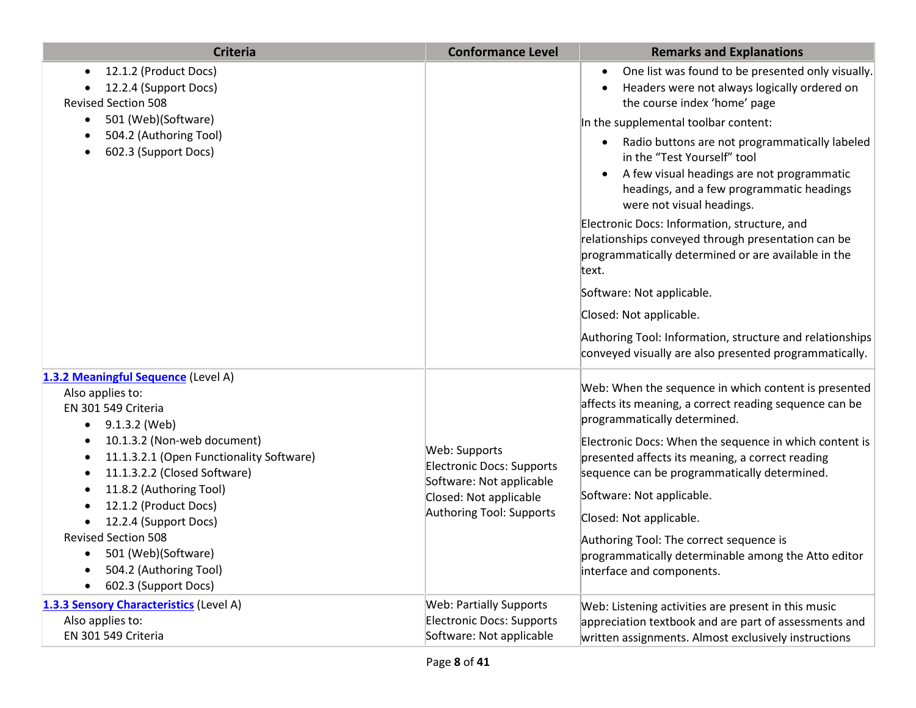| Criteria | Conformance Level | Remarks and Explanations |
|---|---|---|
| • 12.1.2 (Product Docs)<br>• 12.2.4 (Support Docs)<br>Revised Section 508<br>• 501 (Web)(Software)<br>• 504.2 (Authoring Tool)<br>• 602.3 (Support Docs) | | • One list was found to be presented only visually.<br>• Headers were not always logically ordered on the course index 'home' page<br>In the supplemental toolbar content:<br>• Radio buttons are not programmatically labeled in the "Test Yourself" tool<br>• A few visual headings are not programmatic headings, and a few programmatic headings were not visual headings.<br>Electronic Docs: Information, structure, and relationships conveyed through presentation can be programmatically determined or are available in the text.<br>Software: Not applicable.<br>Closed: Not applicable.<br>Authoring Tool: Information, structure and relationships conveyed visually are also presented programmatically. |
| [1.3.2 Meaningful Sequence](#) (Level A)<br>Also applies to:<br>EN 301 549 Criteria<br>• 9.1.3.2 (Web)<br>• 10.1.3.2 (Non-web document)<br>• 11.1.3.2.1 (Open Functionality Software)<br>• 11.1.3.2.2 (Closed Software)<br>• 11.8.2 (Authoring Tool)<br>• 12.1.2 (Product Docs)<br>• 12.2.4 (Support Docs)<br>Revised Section 508<br>• 501 (Web)(Software)<br>• 504.2 (Authoring Tool)<br>• 602.3 (Support Docs) | Web: Supports<br>Electronic Docs: Supports<br>Software: Not applicable<br>Closed: Not applicable<br>Authoring Tool: Supports | Web: When the sequence in which content is presented affects its meaning, a correct reading sequence can be programmatically determined.<br>Electronic Docs: When the sequence in which content is presented affects its meaning, a correct reading sequence can be programmatically determined.<br>Software: Not applicable.<br>Closed: Not applicable.<br>Authoring Tool: The correct sequence is programmatically determinable among the Atto editor interface and components. |
| [1.3.3 Sensory Characteristics](#) (Level A)<br>Also applies to:<br>EN 301 549 Criteria | Web: Partially Supports<br>Electronic Docs: Supports<br>Software: Not applicable | Web: Listening activities are present in this music appreciation textbook and are part of assessments and written assignments. Almost exclusively instructions |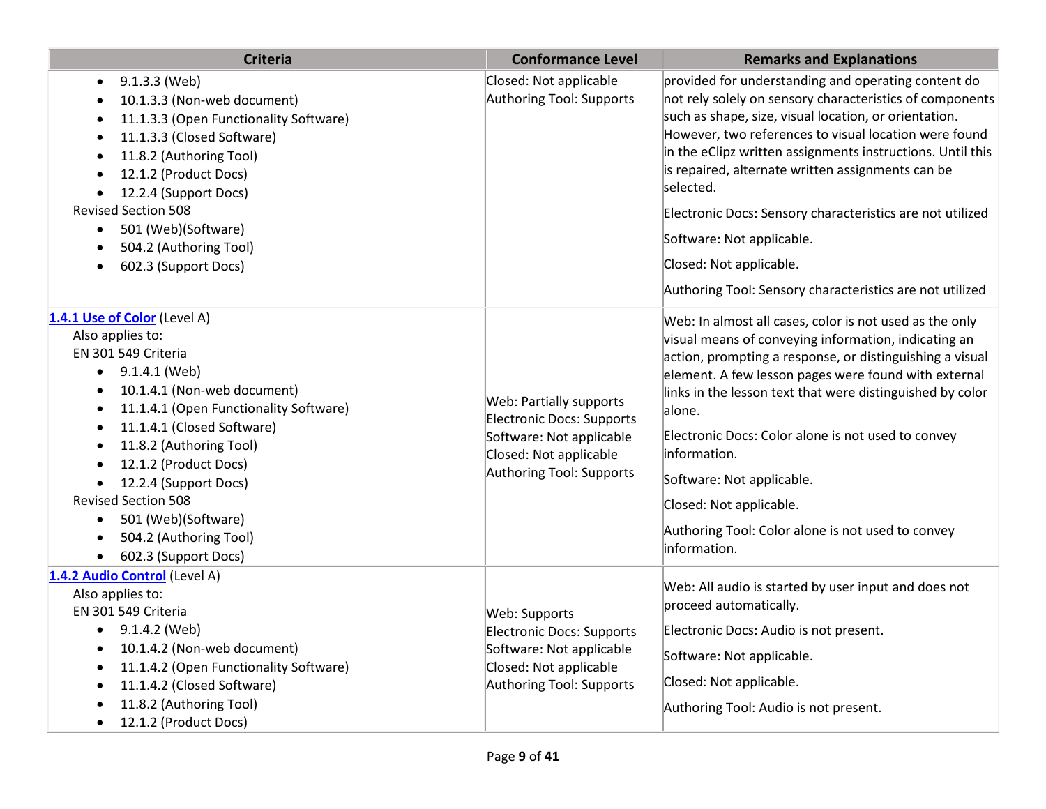| Criteria | Conformance Level | Remarks and Explanations |
| --- | --- | --- |
| • 9.1.3.3 (Web)<br>• 10.1.3.3 (Non-web document)<br>• 11.1.3.3 (Open Functionality Software)<br>• 11.1.3.3 (Closed Software)<br>• 11.8.2 (Authoring Tool)<br>• 12.1.2 (Product Docs)<br>• 12.2.4 (Support Docs)<br>Revised Section 508<br>• 501 (Web)(Software)<br>• 504.2 (Authoring Tool)<br>• 602.3 (Support Docs) | Closed: Not applicable<br>Authoring Tool: Supports | provided for understanding and operating content do not rely solely on sensory characteristics of components such as shape, size, visual location, or orientation. However, two references to visual location were found in the eClipz written assignments instructions. Until this is repaired, alternate written assignments can be selected.<br><br>Electronic Docs: Sensory characteristics are not utilized<br><br>Software: Not applicable.<br><br>Closed: Not applicable.<br><br>Authoring Tool: Sensory characteristics are not utilized |
| **1.4.1 Use of Color** (Level A)<br>Also applies to:<br>EN 301 549 Criteria<br>• 9.1.4.1 (Web)<br>• 10.1.4.1 (Non-web document)<br>• 11.1.4.1 (Open Functionality Software)<br>• 11.1.4.1 (Closed Software)<br>• 11.8.2 (Authoring Tool)<br>• 12.1.2 (Product Docs)<br>• 12.2.4 (Support Docs)<br>Revised Section 508<br>• 501 (Web)(Software)<br>• 504.2 (Authoring Tool)<br>• 602.3 (Support Docs) | Web: Partially supports<br>Electronic Docs: Supports<br>Software: Not applicable<br>Closed: Not applicable<br>Authoring Tool: Supports | Web: In almost all cases, color is not used as the only visual means of conveying information, indicating an action, prompting a response, or distinguishing a visual element. A few lesson pages were found with external links in the lesson text that were distinguished by color alone.<br><br>Electronic Docs: Color alone is not used to convey information.<br><br>Software: Not applicable.<br><br>Closed: Not applicable.<br><br>Authoring Tool: Color alone is not used to convey information. |
| **1.4.2 Audio Control** (Level A)<br>Also applies to:<br>EN 301 549 Criteria<br>• 9.1.4.2 (Web)<br>• 10.1.4.2 (Non-web document)<br>• 11.1.4.2 (Open Functionality Software)<br>• 11.1.4.2 (Closed Software)<br>• 11.8.2 (Authoring Tool)<br>• 12.1.2 (Product Docs) | Web: Supports<br>Electronic Docs: Supports<br>Software: Not applicable<br>Closed: Not applicable<br>Authoring Tool: Supports | Web: All audio is started by user input and does not proceed automatically.<br><br>Electronic Docs: Audio is not present.<br><br>Software: Not applicable.<br><br>Closed: Not applicable.<br><br>Authoring Tool: Audio is not present. |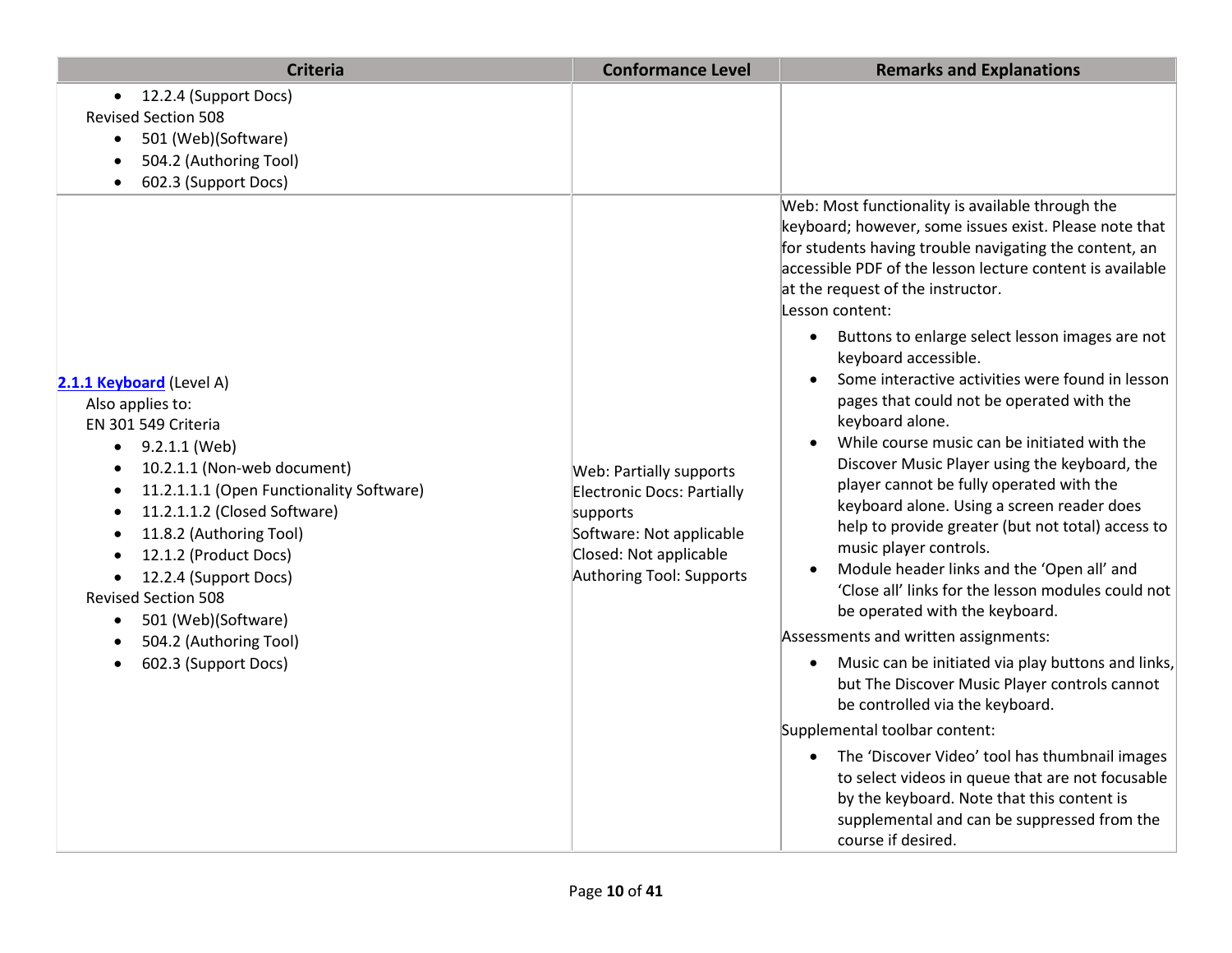| Criteria | Conformance Level | Remarks and Explanations |
| --- | --- | --- |
| • 12.2.4 (Support Docs)<br>Revised Section 508<br>• 501 (Web)(Software)<br>• 504.2 (Authoring Tool)<br>• 602.3 (Support Docs) | | |
| **2.1.1 Keyboard** (Level A)<br>Also applies to:<br>EN 301 549 Criteria<br>• 9.2.1.1 (Web)<br>• 10.2.1.1 (Non-web document)<br>• 11.2.1.1.1 (Open Functionality Software)<br>• 11.2.1.1.2 (Closed Software)<br>• 11.8.2 (Authoring Tool)<br>• 12.1.2 (Product Docs)<br>• 12.2.4 (Support Docs)<br>Revised Section 508<br>• 501 (Web)(Software)<br>• 504.2 (Authoring Tool)<br>• 602.3 (Support Docs) | Web: Partially supports<br>Electronic Docs: Partially supports<br>Software: Not applicable<br>Closed: Not applicable<br>Authoring Tool: Supports | Web: Most functionality is available through the keyboard; however, some issues exist. Please note that for students having trouble navigating the content, an accessible PDF of the lesson lecture content is available at the request of the instructor.<br>Lesson content:<br>• Buttons to enlarge select lesson images are not keyboard accessible.<br>• Some interactive activities were found in lesson pages that could not be operated with the keyboard alone.<br>• While course music can be initiated with the Discover Music Player using the keyboard, the player cannot be fully operated with the keyboard alone. Using a screen reader does help to provide greater (but not total) access to music player controls.<br>• Module header links and the 'Open all' and 'Close all' links for the lesson modules could not be operated with the keyboard.<br>Assessments and written assignments:<br>• Music can be initiated via play buttons and links, but The Discover Music Player controls cannot be controlled via the keyboard.<br>Supplemental toolbar content:<br>• The 'Discover Video' tool has thumbnail images to select videos in queue that are not focusable by the keyboard. Note that this content is supplemental and can be suppressed from the course if desired. |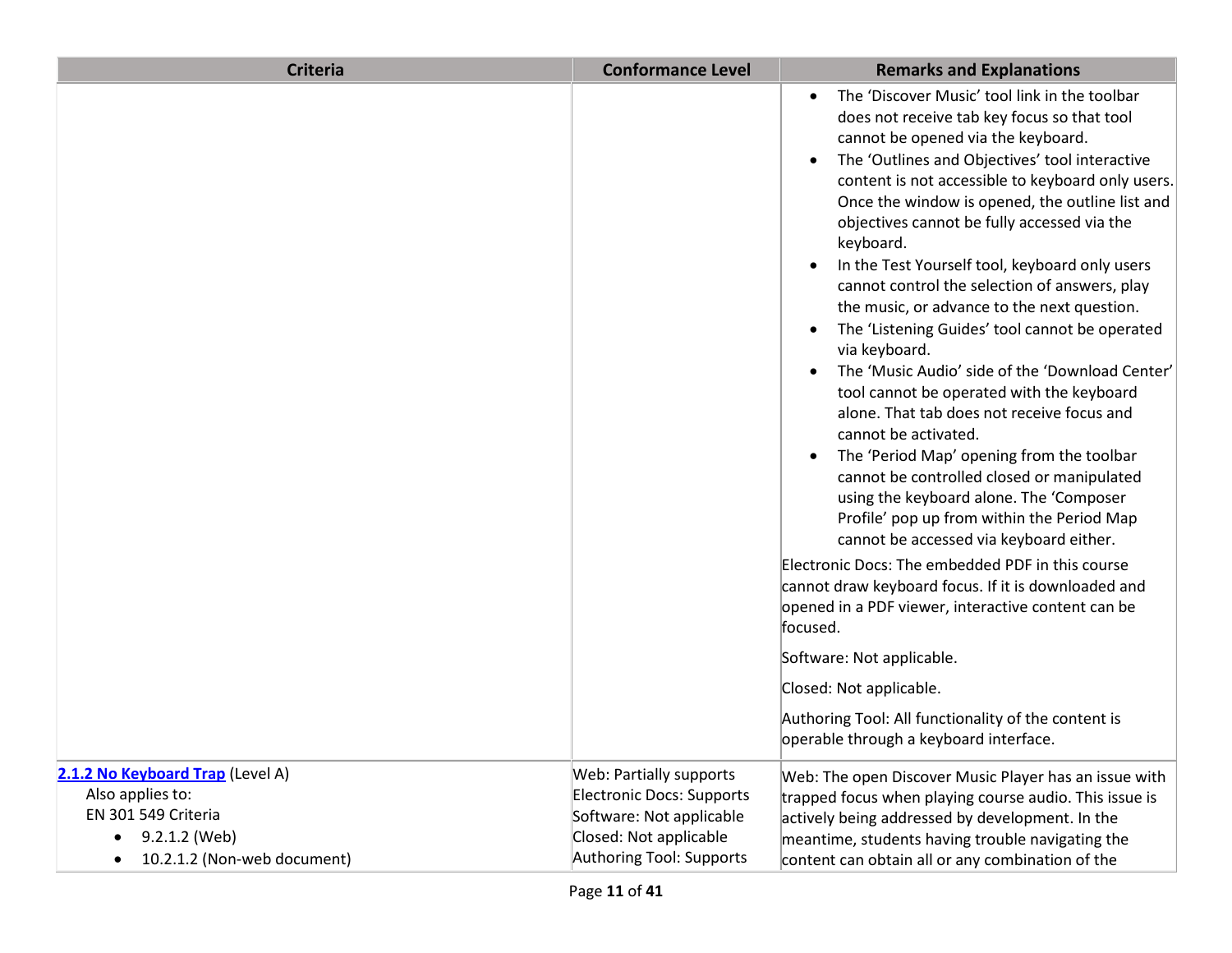| Criteria | Conformance Level | Remarks and Explanations |
|---|---|---|
| | | • The 'Discover Music' tool link in the toolbar does not receive tab key focus so that tool cannot be opened via the keyboard.<br>• The 'Outlines and Objectives' tool interactive content is not accessible to keyboard only users. Once the window is opened, the outline list and objectives cannot be fully accessed via the keyboard.<br>• In the Test Yourself tool, keyboard only users cannot control the selection of answers, play the music, or advance to the next question.<br>• The 'Listening Guides' tool cannot be operated via keyboard.<br>• The 'Music Audio' side of the 'Download Center' tool cannot be operated with the keyboard alone. That tab does not receive focus and cannot be activated.<br>• The 'Period Map' opening from the toolbar cannot be controlled closed or manipulated using the keyboard alone. The 'Composer Profile' pop up from within the Period Map cannot be accessed via keyboard either.<br><br>Electronic Docs: The embedded PDF in this course cannot draw keyboard focus. If it is downloaded and opened in a PDF viewer, interactive content can be focused.<br><br>Software: Not applicable.<br><br>Closed: Not applicable.<br><br>Authoring Tool: All functionality of the content is operable through a keyboard interface. |
| **2.1.2 No Keyboard Trap** (Level A)<br>Also applies to:<br>EN 301 549 Criteria<br>• 9.2.1.2 (Web)<br>• 10.2.1.2 (Non-web document) | Web: Partially supports<br>Electronic Docs: Supports<br>Software: Not applicable<br>Closed: Not applicable<br>Authoring Tool: Supports | Web: The open Discover Music Player has an issue with trapped focus when playing course audio. This issue is actively being addressed by development. In the meantime, students having trouble navigating the content can obtain all or any combination of the |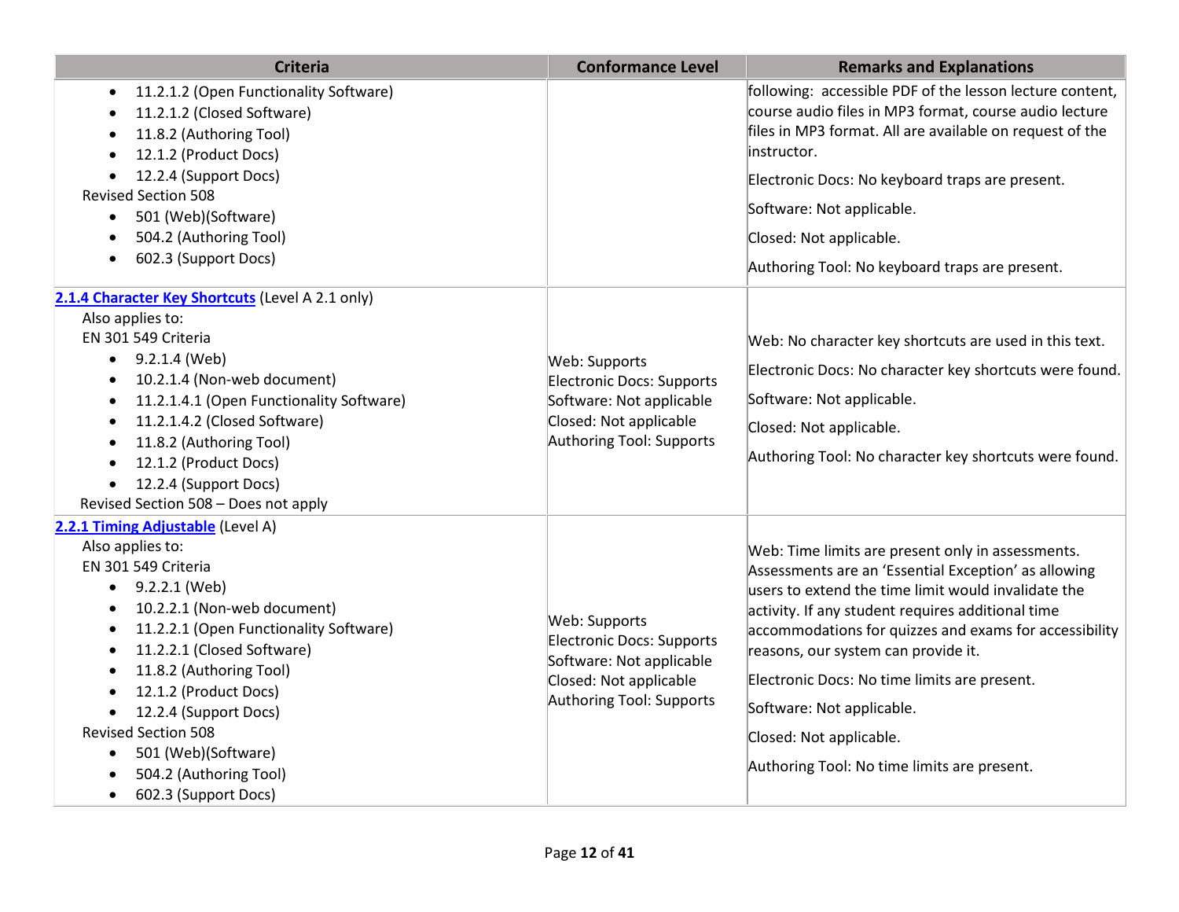| Criteria | Conformance Level | Remarks and Explanations |
|---|---|---|
| • 11.2.1.2 (Open Functionality Software)<br>• 11.2.1.2 (Closed Software)<br>• 11.8.2 (Authoring Tool)<br>• 12.1.2 (Product Docs)<br>• 12.2.4 (Support Docs)<br>Revised Section 508<br>• 501 (Web)(Software)<br>• 504.2 (Authoring Tool)<br>• 602.3 (Support Docs) | | following: accessible PDF of the lesson lecture content, course audio files in MP3 format, course audio lecture files in MP3 format. All are available on request of the instructor.<br><br>Electronic Docs: No keyboard traps are present.<br><br>Software: Not applicable.<br><br>Closed: Not applicable.<br><br>Authoring Tool: No keyboard traps are present. |
| **2.1.4 Character Key Shortcuts** (Level A 2.1 only)<br>Also applies to:<br>EN 301 549 Criteria<br>• 9.2.1.4 (Web)<br>• 10.2.1.4 (Non-web document)<br>• 11.2.1.4.1 (Open Functionality Software)<br>• 11.2.1.4.2 (Closed Software)<br>• 11.8.2 (Authoring Tool)<br>• 12.1.2 (Product Docs)<br>• 12.2.4 (Support Docs)<br>Revised Section 508 – Does not apply | Web: Supports<br>Electronic Docs: Supports<br>Software: Not applicable<br>Closed: Not applicable<br>Authoring Tool: Supports | Web: No character key shortcuts are used in this text.<br><br>Electronic Docs: No character key shortcuts were found.<br><br>Software: Not applicable.<br><br>Closed: Not applicable.<br><br>Authoring Tool: No character key shortcuts were found. |
| **2.2.1 Timing Adjustable** (Level A)<br>Also applies to:<br>EN 301 549 Criteria<br>• 9.2.2.1 (Web)<br>• 10.2.2.1 (Non-web document)<br>• 11.2.2.1 (Open Functionality Software)<br>• 11.2.2.1 (Closed Software)<br>• 11.8.2 (Authoring Tool)<br>• 12.1.2 (Product Docs)<br>• 12.2.4 (Support Docs)<br>Revised Section 508<br>• 501 (Web)(Software)<br>• 504.2 (Authoring Tool)<br>• 602.3 (Support Docs) | Web: Supports<br>Electronic Docs: Supports<br>Software: Not applicable<br>Closed: Not applicable<br>Authoring Tool: Supports | Web: Time limits are present only in assessments. Assessments are an 'Essential Exception' as allowing users to extend the time limit would invalidate the activity. If any student requires additional time accommodations for quizzes and exams for accessibility reasons, our system can provide it.<br><br>Electronic Docs: No time limits are present.<br><br>Software: Not applicable.<br><br>Closed: Not applicable.<br><br>Authoring Tool: No time limits are present. |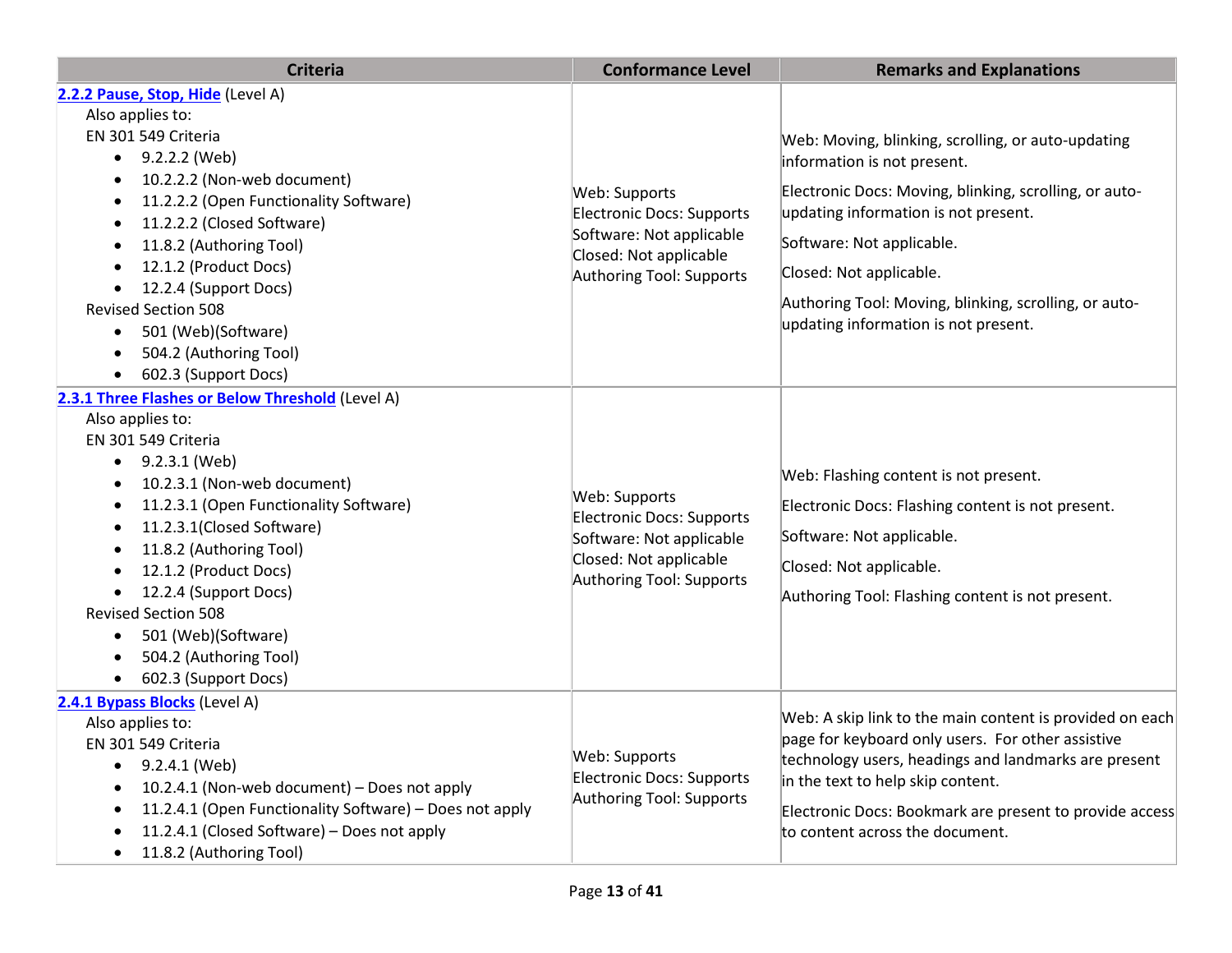| Criteria | Conformance Level | Remarks and Explanations |
|---|---|---|
| **[2.2.2 Pause, Stop, Hide]** (Level A)<br>Also applies to:<br>EN 301 549 Criteria<br>• 9.2.2.2 (Web)<br>• 10.2.2.2 (Non-web document)<br>• 11.2.2.2 (Open Functionality Software)<br>• 11.2.2.2 (Closed Software)<br>• 11.8.2 (Authoring Tool)<br>• 12.1.2 (Product Docs)<br>• 12.2.4 (Support Docs)<br>Revised Section 508<br>• 501 (Web)(Software)<br>• 504.2 (Authoring Tool)<br>• 602.3 (Support Docs) | Web: Supports<br>Electronic Docs: Supports<br>Software: Not applicable<br>Closed: Not applicable<br>Authoring Tool: Supports | Web: Moving, blinking, scrolling, or auto-updating information is not present.<br>Electronic Docs: Moving, blinking, scrolling, or auto-updating information is not present.<br>Software: Not applicable.<br>Closed: Not applicable.<br>Authoring Tool: Moving, blinking, scrolling, or auto-updating information is not present. |
| **[2.3.1 Three Flashes or Below Threshold]** (Level A)<br>Also applies to:<br>EN 301 549 Criteria<br>• 9.2.3.1 (Web)<br>• 10.2.3.1 (Non-web document)<br>• 11.2.3.1 (Open Functionality Software)<br>• 11.2.3.1(Closed Software)<br>• 11.8.2 (Authoring Tool)<br>• 12.1.2 (Product Docs)<br>• 12.2.4 (Support Docs)<br>Revised Section 508<br>• 501 (Web)(Software)<br>• 504.2 (Authoring Tool)<br>• 602.3 (Support Docs) | Web: Supports<br>Electronic Docs: Supports<br>Software: Not applicable<br>Closed: Not applicable<br>Authoring Tool: Supports | Web: Flashing content is not present.<br>Electronic Docs: Flashing content is not present.<br>Software: Not applicable.<br>Closed: Not applicable.<br>Authoring Tool: Flashing content is not present. |
| **[2.4.1 Bypass Blocks]** (Level A)<br>Also applies to:<br>EN 301 549 Criteria<br>• 9.2.4.1 (Web)<br>• 10.2.4.1 (Non-web document) – Does not apply<br>• 11.2.4.1 (Open Functionality Software) – Does not apply<br>• 11.2.4.1 (Closed Software) – Does not apply<br>• 11.8.2 (Authoring Tool) | Web: Supports<br>Electronic Docs: Supports<br>Authoring Tool: Supports | Web: A skip link to the main content is provided on each page for keyboard only users. For other assistive technology users, headings and landmarks are present in the text to help skip content.<br>Electronic Docs: Bookmark are present to provide access to content across the document. |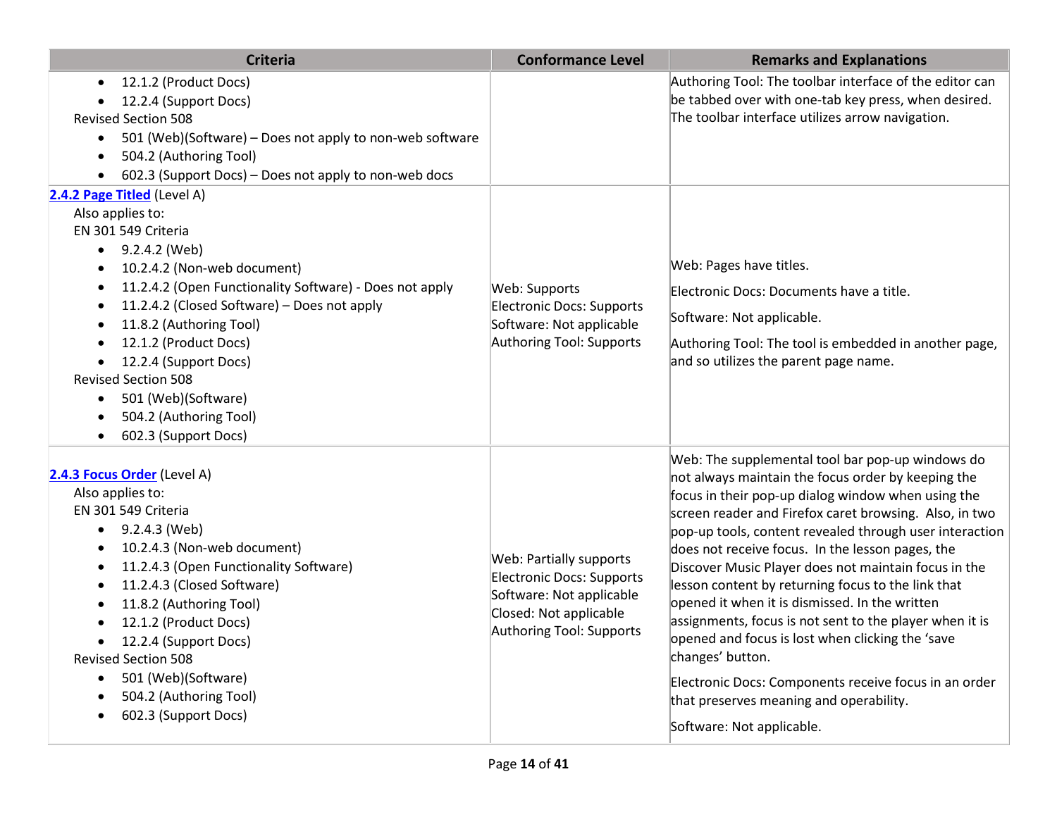| Criteria | Conformance Level | Remarks and Explanations |
| --- | --- | --- |
| • 12.1.2 (Product Docs)<br>• 12.2.4 (Support Docs)<br>Revised Section 508<br>• 501 (Web)(Software) – Does not apply to non-web software<br>• 504.2 (Authoring Tool)<br>• 602.3 (Support Docs) – Does not apply to non-web docs | | Authoring Tool: The toolbar interface of the editor can be tabbed over with one-tab key press, when desired. The toolbar interface utilizes arrow navigation. |
| [2.4.2 Page Titled](https://www.w3.org/TR/WCAG20/#navigation-mechanisms-title) (Level A)<br>Also applies to:<br>EN 301 549 Criteria<br>• 9.2.4.2 (Web)<br>• 10.2.4.2 (Non-web document)<br>• 11.2.4.2 (Open Functionality Software) - Does not apply<br>• 11.2.4.2 (Closed Software) – Does not apply<br>• 11.8.2 (Authoring Tool)<br>• 12.1.2 (Product Docs)<br>• 12.2.4 (Support Docs)<br>Revised Section 508<br>• 501 (Web)(Software)<br>• 504.2 (Authoring Tool)<br>• 602.3 (Support Docs) | Web: Supports<br>Electronic Docs: Supports<br>Software: Not applicable<br>Authoring Tool: Supports | Web: Pages have titles.<br>Electronic Docs: Documents have a title.<br>Software: Not applicable.<br>Authoring Tool: The tool is embedded in another page, and so utilizes the parent page name. |
| [2.4.3 Focus Order](https://www.w3.org/TR/WCAG20/#navigation-mechanisms-focus-order) (Level A)<br>Also applies to:<br>EN 301 549 Criteria<br>• 9.2.4.3 (Web)<br>• 10.2.4.3 (Non-web document)<br>• 11.2.4.3 (Open Functionality Software)<br>• 11.2.4.3 (Closed Software)<br>• 11.8.2 (Authoring Tool)<br>• 12.1.2 (Product Docs)<br>• 12.2.4 (Support Docs)<br>Revised Section 508<br>• 501 (Web)(Software)<br>• 504.2 (Authoring Tool)<br>• 602.3 (Support Docs) | Web: Partially supports<br>Electronic Docs: Supports<br>Software: Not applicable<br>Closed: Not applicable<br>Authoring Tool: Supports | Web: The supplemental tool bar pop-up windows do not always maintain the focus order by keeping the focus in their pop-up dialog window when using the screen reader and Firefox caret browsing. Also, in two pop-up tools, content revealed through user interaction does not receive focus. In the lesson pages, the Discover Music Player does not maintain focus in the lesson content by returning focus to the link that opened it when it is dismissed. In the written assignments, focus is not sent to the player when it is opened and focus is lost when clicking the 'save changes' button.<br>Electronic Docs: Components receive focus in an order that preserves meaning and operability.<br>Software: Not applicable. |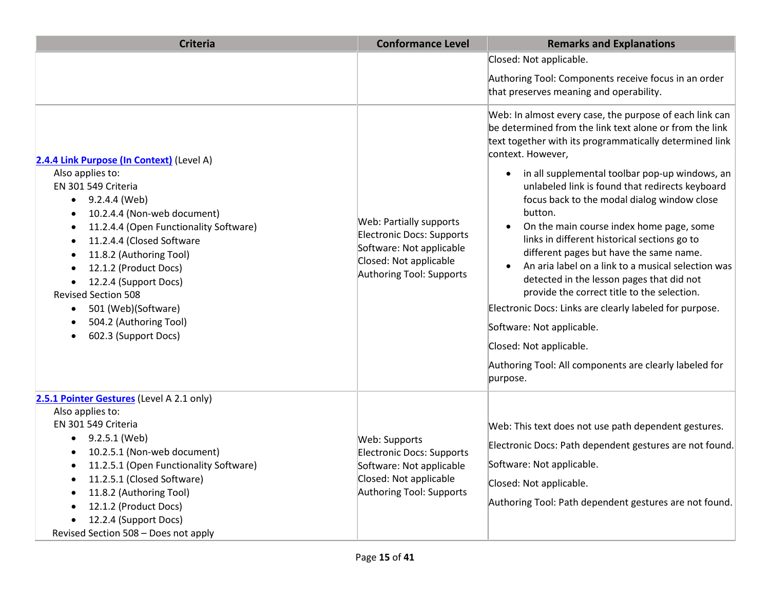| Criteria | Conformance Level | Remarks and Explanations |
|---|---|---|
| | | Closed: Not applicable.<br><br>Authoring Tool: Components receive focus in an order that preserves meaning and operability. |
| **2.4.4 Link Purpose (In Context)** (Level A)<br>Also applies to:<br>EN 301 549 Criteria<br>• 9.2.4.4 (Web)<br>• 10.2.4.4 (Non-web document)<br>• 11.2.4.4 (Open Functionality Software)<br>• 11.2.4.4 (Closed Software<br>• 11.8.2 (Authoring Tool)<br>• 12.1.2 (Product Docs)<br>• 12.2.4 (Support Docs)<br>Revised Section 508<br>• 501 (Web)(Software)<br>• 504.2 (Authoring Tool)<br>• 602.3 (Support Docs) | Web: Partially supports<br>Electronic Docs: Supports<br>Software: Not applicable<br>Closed: Not applicable<br>Authoring Tool: Supports | Web: In almost every case, the purpose of each link can be determined from the link text alone or from the link text together with its programmatically determined link context. However,<br>• in all supplemental toolbar pop-up windows, an unlabeled link is found that redirects keyboard focus back to the modal dialog window close button.<br>• On the main course index home page, some links in different historical sections go to different pages but have the same name.<br>• An aria label on a link to a musical selection was detected in the lesson pages that did not provide the correct title to the selection.<br>Electronic Docs: Links are clearly labeled for purpose.<br><br>Software: Not applicable.<br><br>Closed: Not applicable.<br><br>Authoring Tool: All components are clearly labeled for purpose. |
| **2.5.1 Pointer Gestures** (Level A 2.1 only)<br>Also applies to:<br>EN 301 549 Criteria<br>• 9.2.5.1 (Web)<br>• 10.2.5.1 (Non-web document)<br>• 11.2.5.1 (Open Functionality Software)<br>• 11.2.5.1 (Closed Software)<br>• 11.8.2 (Authoring Tool)<br>• 12.1.2 (Product Docs)<br>• 12.2.4 (Support Docs)<br>Revised Section 508 – Does not apply | Web: Supports<br>Electronic Docs: Supports<br>Software: Not applicable<br>Closed: Not applicable<br>Authoring Tool: Supports | Web: This text does not use path dependent gestures.<br><br>Electronic Docs: Path dependent gestures are not found.<br><br>Software: Not applicable.<br><br>Closed: Not applicable.<br><br>Authoring Tool: Path dependent gestures are not found. |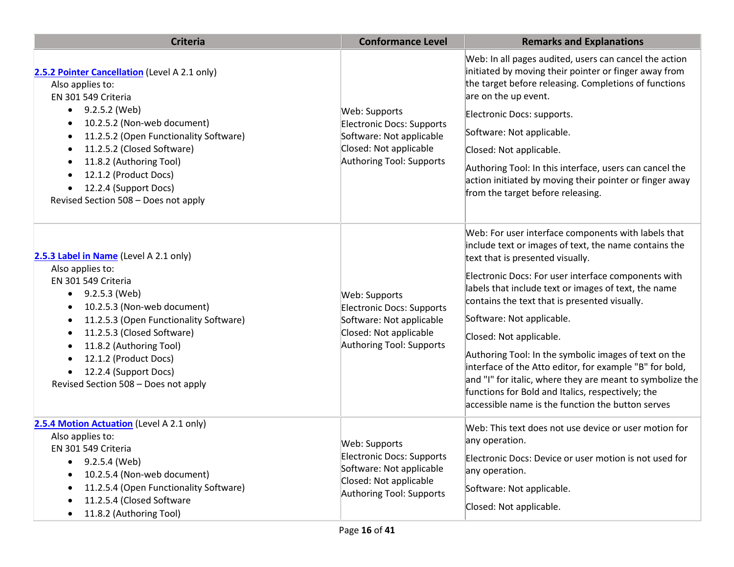| Criteria | Conformance Level | Remarks and Explanations |
| --- | --- | --- |
| [2.5.2 Pointer Cancellation](#) (Level A 2.1 only)<br>Also applies to:<br>EN 301 549 Criteria<br>• 9.2.5.2 (Web)<br>• 10.2.5.2 (Non-web document)<br>• 11.2.5.2 (Open Functionality Software)<br>• 11.2.5.2 (Closed Software)<br>• 11.8.2 (Authoring Tool)<br>• 12.1.2 (Product Docs)<br>• 12.2.4 (Support Docs)<br>Revised Section 508 – Does not apply | Web: Supports<br>Electronic Docs: Supports<br>Software: Not applicable<br>Closed: Not applicable<br>Authoring Tool: Supports | Web: In all pages audited, users can cancel the action initiated by moving their pointer or finger away from the target before releasing. Completions of functions are on the up event.<br><br>Electronic Docs: supports.<br><br>Software: Not applicable.<br><br>Closed: Not applicable.<br><br>Authoring Tool: In this interface, users can cancel the action initiated by moving their pointer or finger away from the target before releasing. |
| [2.5.3 Label in Name](#) (Level A 2.1 only)<br>Also applies to:<br>EN 301 549 Criteria<br>• 9.2.5.3 (Web)<br>• 10.2.5.3 (Non-web document)<br>• 11.2.5.3 (Open Functionality Software)<br>• 11.2.5.3 (Closed Software)<br>• 11.8.2 (Authoring Tool)<br>• 12.1.2 (Product Docs)<br>• 12.2.4 (Support Docs)<br>Revised Section 508 – Does not apply | Web: Supports<br>Electronic Docs: Supports<br>Software: Not applicable<br>Closed: Not applicable<br>Authoring Tool: Supports | Web: For user interface components with labels that include text or images of text, the name contains the text that is presented visually.<br><br>Electronic Docs: For user interface components with labels that include text or images of text, the name contains the text that is presented visually.<br><br>Software: Not applicable.<br><br>Closed: Not applicable.<br><br>Authoring Tool: In the symbolic images of text on the interface of the Atto editor, for example "B" for bold, and "I" for italic, where they are meant to symbolize the functions for Bold and Italics, respectively; the accessible name is the function the button serves |
| [2.5.4 Motion Actuation](#) (Level A 2.1 only)<br>Also applies to:<br>EN 301 549 Criteria<br>• 9.2.5.4 (Web)<br>• 10.2.5.4 (Non-web document)<br>• 11.2.5.4 (Open Functionality Software)<br>• 11.2.5.4 (Closed Software<br>• 11.8.2 (Authoring Tool) | Web: Supports<br>Electronic Docs: Supports<br>Software: Not applicable<br>Closed: Not applicable<br>Authoring Tool: Supports | Web: This text does not use device or user motion for any operation.<br><br>Electronic Docs: Device or user motion is not used for any operation.<br><br>Software: Not applicable.<br><br>Closed: Not applicable. |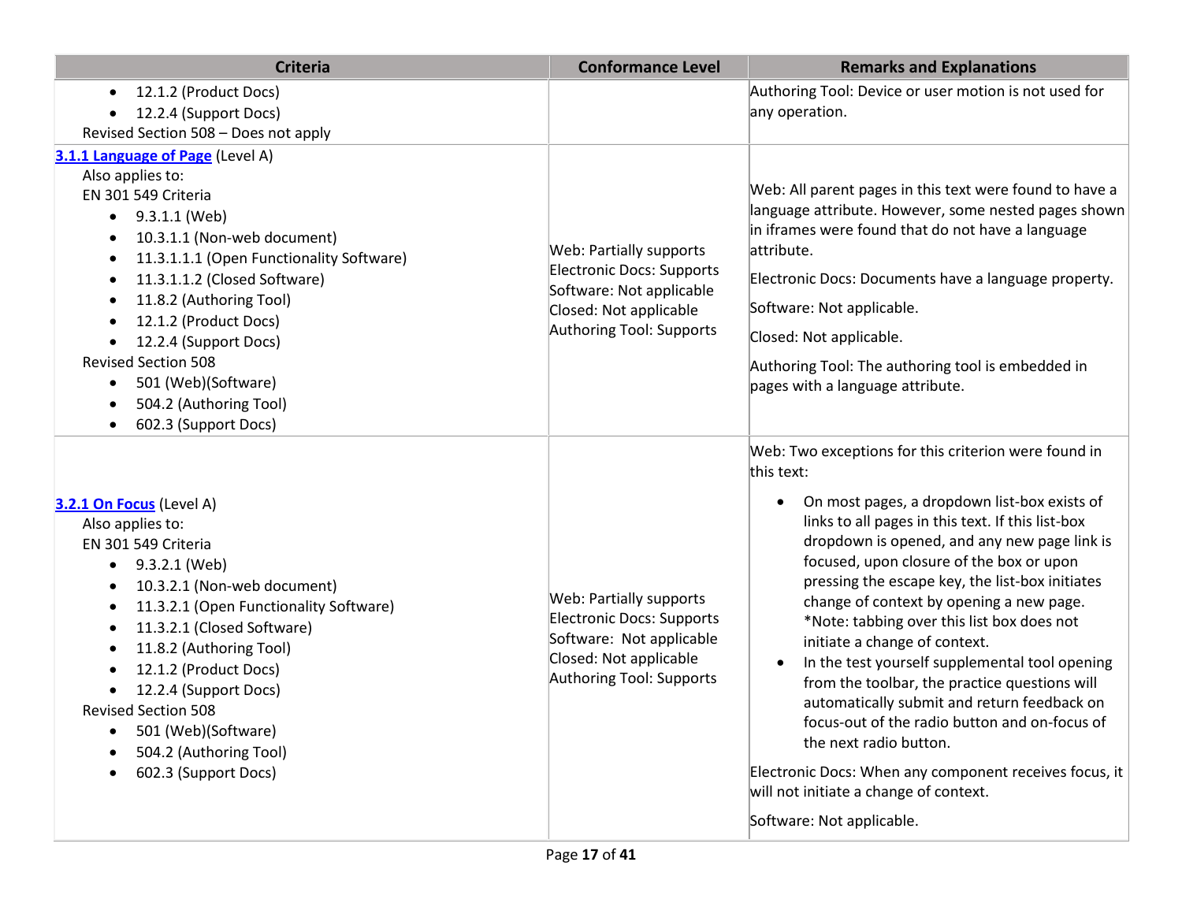| Criteria | Conformance Level | Remarks and Explanations |
|---|---|---|
| • 12.1.2 (Product Docs)<br>• 12.2.4 (Support Docs)<br>Revised Section 508 – Does not apply | | Authoring Tool: Device or user motion is not used for any operation. |
| [3.1.1 Language of Page](#) (Level A)<br>Also applies to:<br>EN 301 549 Criteria<br>• 9.3.1.1 (Web)<br>• 10.3.1.1 (Non-web document)<br>• 11.3.1.1.1 (Open Functionality Software)<br>• 11.3.1.1.2 (Closed Software)<br>• 11.8.2 (Authoring Tool)<br>• 12.1.2 (Product Docs)<br>• 12.2.4 (Support Docs)<br>Revised Section 508<br>• 501 (Web)(Software)<br>• 504.2 (Authoring Tool)<br>• 602.3 (Support Docs) | Web: Partially supports<br>Electronic Docs: Supports<br>Software: Not applicable<br>Closed: Not applicable<br>Authoring Tool: Supports | Web: All parent pages in this text were found to have a language attribute. However, some nested pages shown in iframes were found that do not have a language attribute.<br>Electronic Docs: Documents have a language property.<br>Software: Not applicable.<br>Closed: Not applicable.<br>Authoring Tool: The authoring tool is embedded in pages with a language attribute. |
| [3.2.1 On Focus](#) (Level A)<br>Also applies to:<br>EN 301 549 Criteria<br>• 9.3.2.1 (Web)<br>• 10.3.2.1 (Non-web document)<br>• 11.3.2.1 (Open Functionality Software)<br>• 11.3.2.1 (Closed Software)<br>• 11.8.2 (Authoring Tool)<br>• 12.1.2 (Product Docs)<br>• 12.2.4 (Support Docs)<br>Revised Section 508<br>• 501 (Web)(Software)<br>• 504.2 (Authoring Tool)<br>• 602.3 (Support Docs) | Web: Partially supports<br>Electronic Docs: Supports<br>Software: Not applicable<br>Closed: Not applicable<br>Authoring Tool: Supports | Web: Two exceptions for this criterion were found in this text:<br>• On most pages, a dropdown list-box exists of links to all pages in this text. If this list-box dropdown is opened, and any new page link is focused, upon closure of the box or upon pressing the escape key, the list-box initiates change of context by opening a new page. *Note: tabbing over this list box does not initiate a change of context.<br>• In the test yourself supplemental tool opening from the toolbar, the practice questions will automatically submit and return feedback on focus-out of the radio button and on-focus of the next radio button.<br>Electronic Docs: When any component receives focus, it will not initiate a change of context.<br>Software: Not applicable. |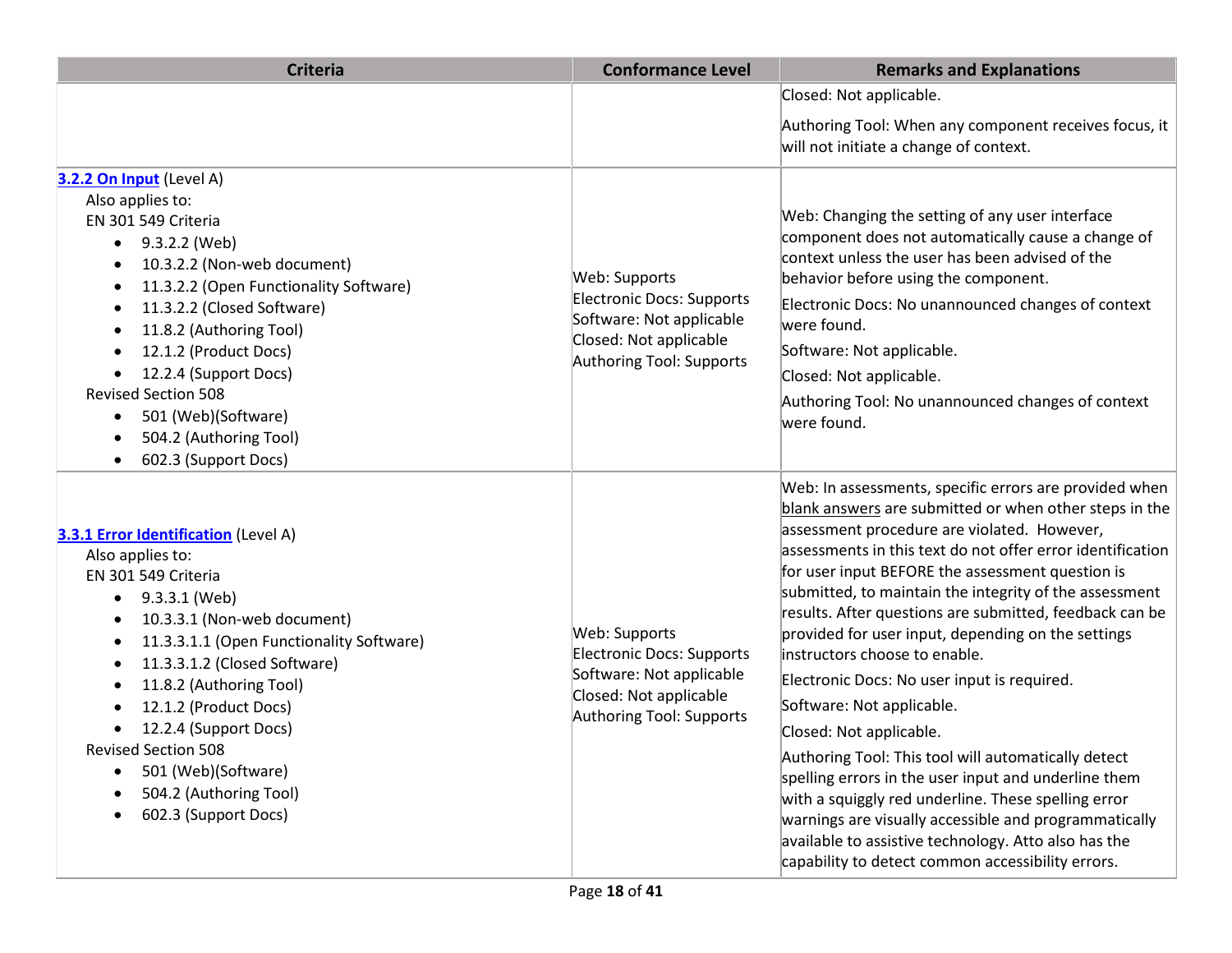| Criteria | Conformance Level | Remarks and Explanations |
|---|---|---|
| | | Closed: Not applicable.<br><br>Authoring Tool: When any component receives focus, it will not initiate a change of context. |
| [3.2.2 On Input](https://www.w3.org/TR/WCAG21/#on-input) (Level A)<br>Also applies to:<br>EN 301 549 Criteria<br>• 9.3.2.2 (Web)<br>• 10.3.2.2 (Non-web document)<br>• 11.3.2.2 (Open Functionality Software)<br>• 11.3.2.2 (Closed Software)<br>• 11.8.2 (Authoring Tool)<br>• 12.1.2 (Product Docs)<br>• 12.2.4 (Support Docs)<br>Revised Section 508<br>• 501 (Web)(Software)<br>• 504.2 (Authoring Tool)<br>• 602.3 (Support Docs) | Web: Supports<br>Electronic Docs: Supports<br>Software: Not applicable<br>Closed: Not applicable<br>Authoring Tool: Supports | Web: Changing the setting of any user interface component does not automatically cause a change of context unless the user has been advised of the behavior before using the component.<br><br>Electronic Docs: No unannounced changes of context were found.<br><br>Software: Not applicable.<br><br>Closed: Not applicable.<br><br>Authoring Tool: No unannounced changes of context were found. |
| [3.3.1 Error Identification](https://www.w3.org/TR/WCAG21/#error-identification) (Level A)<br>Also applies to:<br>EN 301 549 Criteria<br>• 9.3.3.1 (Web)<br>• 10.3.3.1 (Non-web document)<br>• 11.3.3.1.1 (Open Functionality Software)<br>• 11.3.3.1.2 (Closed Software)<br>• 11.8.2 (Authoring Tool)<br>• 12.1.2 (Product Docs)<br>• 12.2.4 (Support Docs)<br>Revised Section 508<br>• 501 (Web)(Software)<br>• 504.2 (Authoring Tool)<br>• 602.3 (Support Docs) | Web: Supports<br>Electronic Docs: Supports<br>Software: Not applicable<br>Closed: Not applicable<br>Authoring Tool: Supports | Web: In assessments, specific errors are provided when blank answers are submitted or when other steps in the assessment procedure are violated. However, assessments in this text do not offer error identification for user input BEFORE the assessment question is submitted, to maintain the integrity of the assessment results. After questions are submitted, feedback can be provided for user input, depending on the settings instructors choose to enable.<br><br>Electronic Docs: No user input is required.<br><br>Software: Not applicable.<br><br>Closed: Not applicable.<br><br>Authoring Tool: This tool will automatically detect spelling errors in the user input and underline them with a squiggly red underline. These spelling error warnings are visually accessible and programmatically available to assistive technology. Atto also has the capability to detect common accessibility errors. |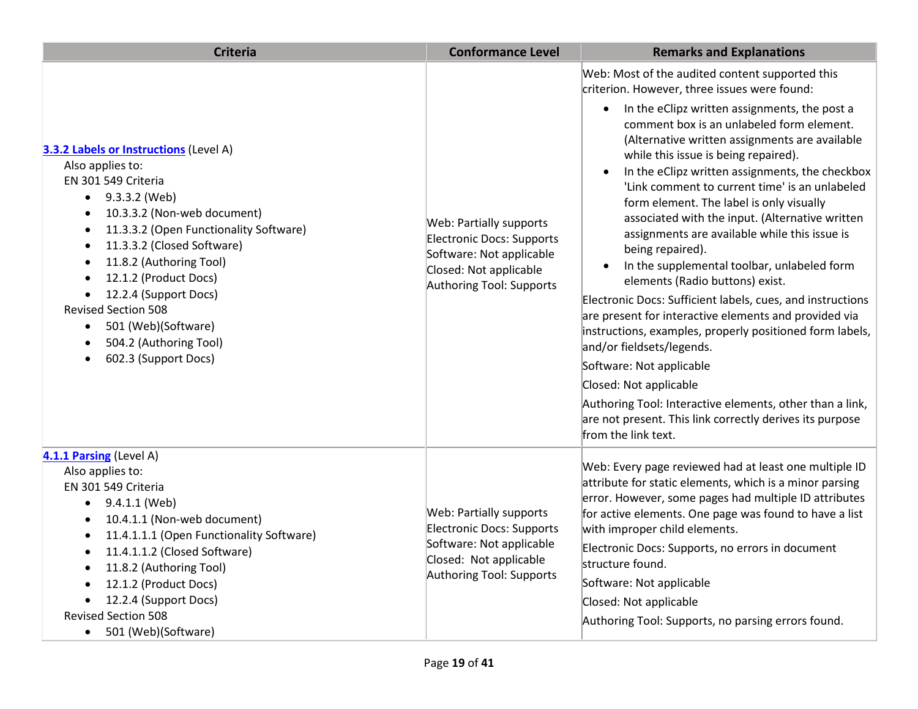| Criteria | Conformance Level | Remarks and Explanations |
|---|---|---|
| **[3.3.2 Labels or Instructions](#)** (Level A)<br>Also applies to:<br>EN 301 549 Criteria<br>• 9.3.3.2 (Web)<br>• 10.3.3.2 (Non-web document)<br>• 11.3.3.2 (Open Functionality Software)<br>• 11.3.3.2 (Closed Software)<br>• 11.8.2 (Authoring Tool)<br>• 12.1.2 (Product Docs)<br>• 12.2.4 (Support Docs)<br>Revised Section 508<br>• 501 (Web)(Software)<br>• 504.2 (Authoring Tool)<br>• 602.3 (Support Docs) | Web: Partially supports<br>Electronic Docs: Supports<br>Software: Not applicable<br>Closed: Not applicable<br>Authoring Tool: Supports | Web: Most of the audited content supported this criterion. However, three issues were found:<br>• In the eClipz written assignments, the post a comment box is an unlabeled form element. (Alternative written assignments are available while this issue is being repaired).<br>• In the eClipz written assignments, the checkbox 'Link comment to current time' is an unlabeled form element. The label is only visually associated with the input. (Alternative written assignments are available while this issue is being repaired).<br>• In the supplemental toolbar, unlabeled form elements (Radio buttons) exist.<br>Electronic Docs: Sufficient labels, cues, and instructions are present for interactive elements and provided via instructions, examples, properly positioned form labels, and/or fieldsets/legends.<br>Software: Not applicable<br>Closed: Not applicable<br>Authoring Tool: Interactive elements, other than a link, are not present. This link correctly derives its purpose from the link text. |
| **[4.1.1 Parsing](#)** (Level A)<br>Also applies to:<br>EN 301 549 Criteria<br>• 9.4.1.1 (Web)<br>• 10.4.1.1 (Non-web document)<br>• 11.4.1.1.1 (Open Functionality Software)<br>• 11.4.1.1.2 (Closed Software)<br>• 11.8.2 (Authoring Tool)<br>• 12.1.2 (Product Docs)<br>• 12.2.4 (Support Docs)<br>Revised Section 508<br>• 501 (Web)(Software) | Web: Partially supports<br>Electronic Docs: Supports<br>Software: Not applicable<br>Closed: Not applicable<br>Authoring Tool: Supports | Web: Every page reviewed had at least one multiple ID attribute for static elements, which is a minor parsing error. However, some pages had multiple ID attributes for active elements. One page was found to have a list with improper child elements.<br>Electronic Docs: Supports, no errors in document structure found.<br>Software: Not applicable<br>Closed: Not applicable<br>Authoring Tool: Supports, no parsing errors found. |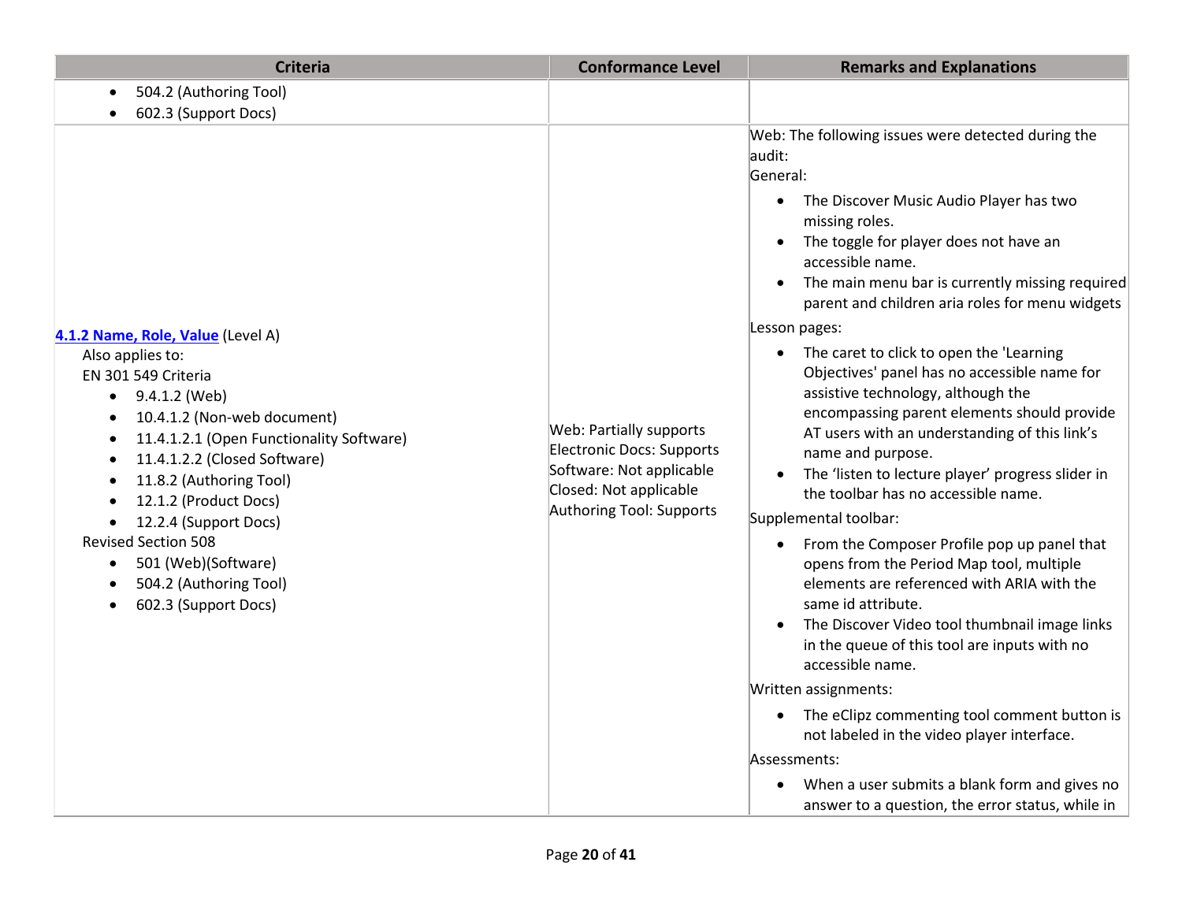| Criteria | Conformance Level | Remarks and Explanations |
|---|---|---|
| • 504.2 (Authoring Tool)<br>• 602.3 (Support Docs) | | |
| **[4.1.2 Name, Role, Value](#)** (Level A)<br>Also applies to:<br>EN 301 549 Criteria<br>• 9.4.1.2 (Web)<br>• 10.4.1.2 (Non-web document)<br>• 11.4.1.2.1 (Open Functionality Software)<br>• 11.4.1.2.2 (Closed Software)<br>• 11.8.2 (Authoring Tool)<br>• 12.1.2 (Product Docs)<br>• 12.2.4 (Support Docs)<br>Revised Section 508<br>• 501 (Web)(Software)<br>• 504.2 (Authoring Tool)<br>• 602.3 (Support Docs) | Web: Partially supports<br>Electronic Docs: Supports<br>Software: Not applicable<br>Closed: Not applicable<br>Authoring Tool: Supports | Web: The following issues were detected during the audit:<br>General:<br>• The Discover Music Audio Player has two missing roles.<br>• The toggle for player does not have an accessible name.<br>• The main menu bar is currently missing required parent and children aria roles for menu widgets<br>Lesson pages:<br>• The caret to click to open the 'Learning Objectives' panel has no accessible name for assistive technology, although the encompassing parent elements should provide AT users with an understanding of this link's name and purpose.<br>• The 'listen to lecture player' progress slider in the toolbar has no accessible name.<br>Supplemental toolbar:<br>• From the Composer Profile pop up panel that opens from the Period Map tool, multiple elements are referenced with ARIA with the same id attribute.<br>• The Discover Video tool thumbnail image links in the queue of this tool are inputs with no accessible name.<br>Written assignments:<br>• The eClipz commenting tool comment button is not labeled in the video player interface.<br>Assessments:<br>• When a user submits a blank form and gives no answer to a question, the error status, while in |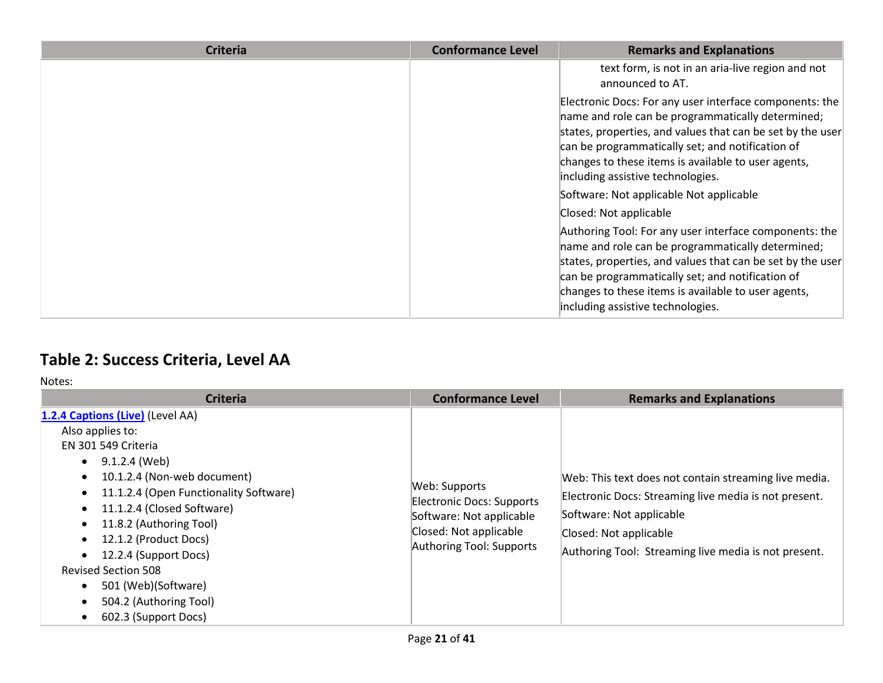| Criteria | Conformance Level | Remarks and Explanations |
|---|---|---|
| | | text form, is not in an aria-live region and not announced to AT.<br>Electronic Docs: For any user interface components: the name and role can be programmatically determined; states, properties, and values that can be set by the user can be programmatically set; and notification of changes to these items is available to user agents, including assistive technologies.<br>Software: Not applicable Not applicable<br>Closed: Not applicable<br>Authoring Tool: For any user interface components: the name and role can be programmatically determined; states, properties, and values that can be set by the user can be programmatically set; and notification of changes to these items is available to user agents, including assistive technologies. |

## Table 2: Success Criteria, Level AA

Notes:

| Criteria | Conformance Level | Remarks and Explanations |
|---|---|---|
| **1.2.4 Captions (Live)** (Level AA)<br>Also applies to:<br>EN 301 549 Criteria<br>• 9.1.2.4 (Web)<br>• 10.1.2.4 (Non-web document)<br>• 11.1.2.4 (Open Functionality Software)<br>• 11.1.2.4 (Closed Software)<br>• 11.8.2 (Authoring Tool)<br>• 12.1.2 (Product Docs)<br>• 12.2.4 (Support Docs)<br>Revised Section 508<br>• 501 (Web)(Software)<br>• 504.2 (Authoring Tool)<br>• 602.3 (Support Docs) | Web: Supports<br>Electronic Docs: Supports<br>Software: Not applicable<br>Closed: Not applicable<br>Authoring Tool: Supports | Web: This text does not contain streaming live media.<br>Electronic Docs: Streaming live media is not present.<br>Software: Not applicable<br>Closed: Not applicable<br>Authoring Tool: Streaming live media is not present. |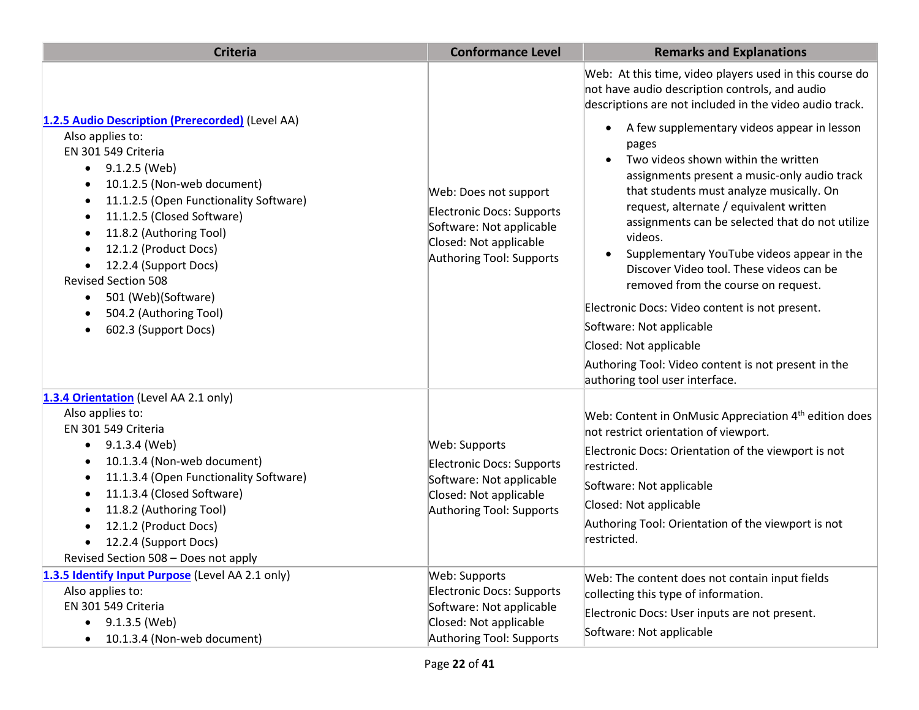| Criteria | Conformance Level | Remarks and Explanations |
|---|---|---|
| **1.2.5 Audio Description (Prerecorded)** (Level AA)<br>Also applies to:<br>EN 301 549 Criteria<br>• 9.1.2.5 (Web)<br>• 10.1.2.5 (Non-web document)<br>• 11.1.2.5 (Open Functionality Software)<br>• 11.1.2.5 (Closed Software)<br>• 11.8.2 (Authoring Tool)<br>• 12.1.2 (Product Docs)<br>• 12.2.4 (Support Docs)<br>Revised Section 508<br>• 501 (Web)(Software)<br>• 504.2 (Authoring Tool)<br>• 602.3 (Support Docs) | Web: Does not support<br>Electronic Docs: Supports<br>Software: Not applicable<br>Closed: Not applicable<br>Authoring Tool: Supports | Web: At this time, video players used in this course do not have audio description controls, and audio descriptions are not included in the video audio track.<br>• A few supplementary videos appear in lesson pages<br>• Two videos shown within the written assignments present a music-only audio track that students must analyze musically. On request, alternate / equivalent written assignments can be selected that do not utilize videos.<br>• Supplementary YouTube videos appear in the Discover Video tool. These videos can be removed from the course on request.<br>Electronic Docs: Video content is not present.<br>Software: Not applicable<br>Closed: Not applicable<br>Authoring Tool: Video content is not present in the authoring tool user interface. |
| **1.3.4 Orientation** (Level AA 2.1 only)<br>Also applies to:<br>EN 301 549 Criteria<br>• 9.1.3.4 (Web)<br>• 10.1.3.4 (Non-web document)<br>• 11.1.3.4 (Open Functionality Software)<br>• 11.1.3.4 (Closed Software)<br>• 11.8.2 (Authoring Tool)<br>• 12.1.2 (Product Docs)<br>• 12.2.4 (Support Docs)<br>Revised Section 508 – Does not apply | Web: Supports<br>Electronic Docs: Supports<br>Software: Not applicable<br>Closed: Not applicable<br>Authoring Tool: Supports | Web: Content in OnMusic Appreciation 4th edition does not restrict orientation of viewport.<br>Electronic Docs: Orientation of the viewport is not restricted.<br>Software: Not applicable<br>Closed: Not applicable<br>Authoring Tool: Orientation of the viewport is not restricted. |
| **1.3.5 Identify Input Purpose** (Level AA 2.1 only)<br>Also applies to:<br>EN 301 549 Criteria<br>• 9.1.3.5 (Web)<br>• 10.1.3.4 (Non-web document) | Web: Supports<br>Electronic Docs: Supports<br>Software: Not applicable<br>Closed: Not applicable<br>Authoring Tool: Supports | Web: The content does not contain input fields collecting this type of information.<br>Electronic Docs: User inputs are not present.<br>Software: Not applicable |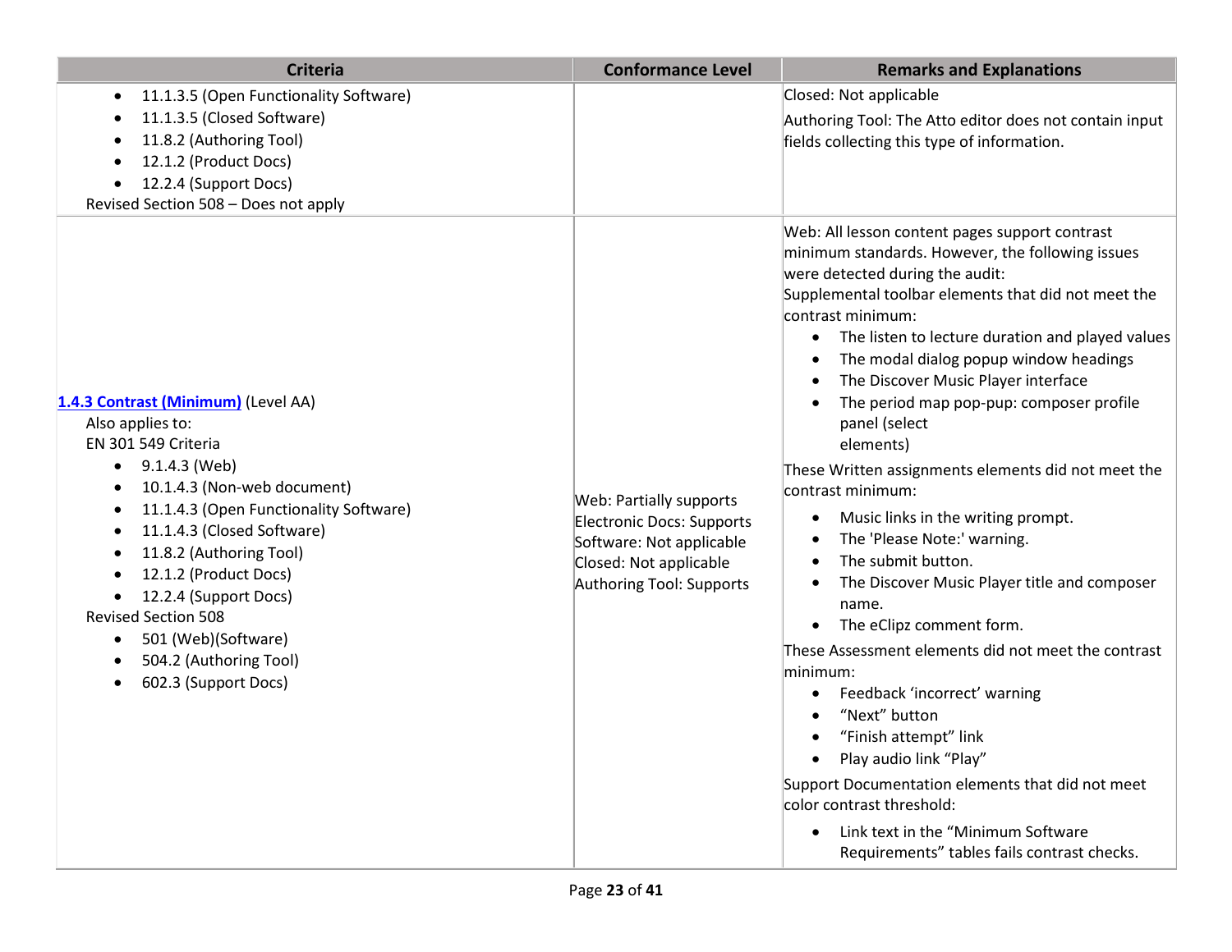| Criteria | Conformance Level | Remarks and Explanations |
|---|---|---|
| <ul><li>11.1.3.5 (Open Functionality Software)</li><li>11.1.3.5 (Closed Software)</li><li>11.8.2 (Authoring Tool)</li><li>12.1.2 (Product Docs)</li><li>12.2.4 (Support Docs)</li></ul>Revised Section 508 – Does not apply | | Closed: Not applicable<br>Authoring Tool: The Atto editor does not contain input fields collecting this type of information. |
| [1.4.3 Contrast (Minimum)](https://www.w3.org/TR/WCAG21/#contrast-minimum) (Level AA)<br>Also applies to:<br>EN 301 549 Criteria<ul><li>9.1.4.3 (Web)</li><li>10.1.4.3 (Non-web document)</li><li>11.1.4.3 (Open Functionality Software)</li><li>11.1.4.3 (Closed Software)</li><li>11.8.2 (Authoring Tool)</li><li>12.1.2 (Product Docs)</li><li>12.2.4 (Support Docs)</li></ul>Revised Section 508<ul><li>501 (Web)(Software)</li><li>504.2 (Authoring Tool)</li><li>602.3 (Support Docs)</li></ul> | Web: Partially supports<br>Electronic Docs: Supports<br>Software: Not applicable<br>Closed: Not applicable<br>Authoring Tool: Supports | Web: All lesson content pages support contrast minimum standards. However, the following issues were detected during the audit:<br>Supplemental toolbar elements that did not meet the contrast minimum:<ul><li>The listen to lecture duration and played values</li><li>The modal dialog popup window headings</li><li>The Discover Music Player interface</li><li>The period map pop-pup: composer profile panel (select elements)</li></ul>These Written assignments elements did not meet the contrast minimum:<ul><li>Music links in the writing prompt.</li><li>The 'Please Note:' warning.</li><li>The submit button.</li><li>The Discover Music Player title and composer name.</li><li>The eClipz comment form.</li></ul>These Assessment elements did not meet the contrast minimum:<ul><li>Feedback 'incorrect' warning</li><li>"Next" button</li><li>"Finish attempt" link</li><li>Play audio link "Play"</li></ul>Support Documentation elements that did not meet color contrast threshold:<ul><li>Link text in the "Minimum Software Requirements" tables fails contrast checks.</li></ul> |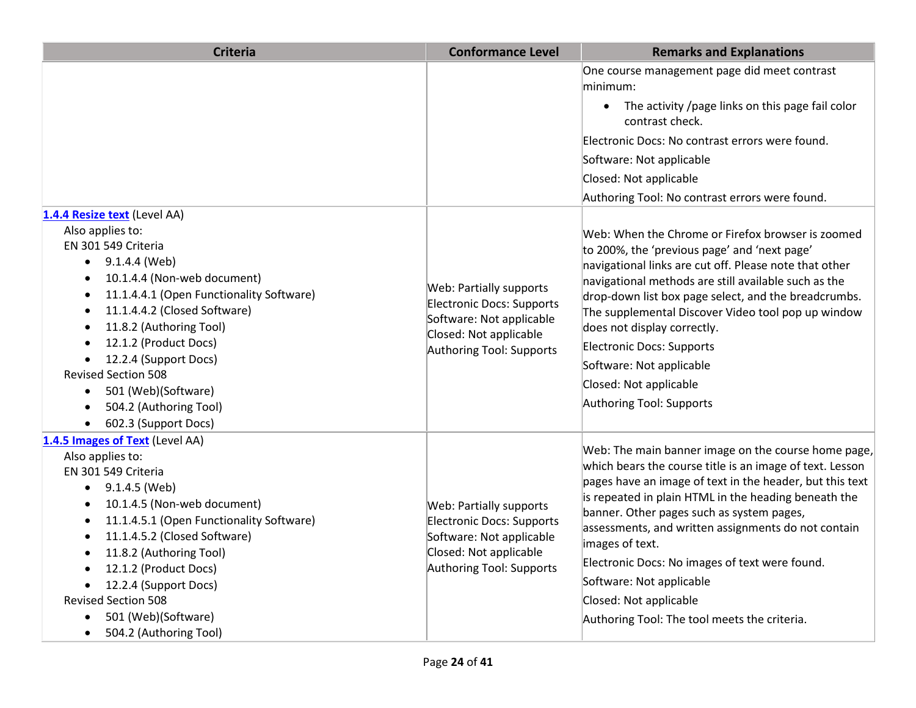| Criteria | Conformance Level | Remarks and Explanations |
| --- | --- | --- |
| | | One course management page did meet contrast minimum:<br>• The activity /page links on this page fail color contrast check.<br>Electronic Docs: No contrast errors were found.<br>Software: Not applicable<br>Closed: Not applicable<br>Authoring Tool: No contrast errors were found. |
| [1.4.4 Resize text](https://www.w3.org/TR/WCAG21/#resize-text) (Level AA)<br>Also applies to:<br>EN 301 549 Criteria<br>• 9.1.4.4 (Web)<br>• 10.1.4.4 (Non-web document)<br>• 11.1.4.4.1 (Open Functionality Software)<br>• 11.1.4.4.2 (Closed Software)<br>• 11.8.2 (Authoring Tool)<br>• 12.1.2 (Product Docs)<br>• 12.2.4 (Support Docs)<br>Revised Section 508<br>• 501 (Web)(Software)<br>• 504.2 (Authoring Tool)<br>• 602.3 (Support Docs) | Web: Partially supports<br>Electronic Docs: Supports<br>Software: Not applicable<br>Closed: Not applicable<br>Authoring Tool: Supports | Web: When the Chrome or Firefox browser is zoomed to 200%, the 'previous page' and 'next page' navigational links are cut off. Please note that other navigational methods are still available such as the drop-down list box page select, and the breadcrumbs. The supplemental Discover Video tool pop up window does not display correctly.<br>Electronic Docs: Supports<br>Software: Not applicable<br>Closed: Not applicable<br>Authoring Tool: Supports |
| [1.4.5 Images of Text](https://www.w3.org/TR/WCAG21/#images-of-text) (Level AA)<br>Also applies to:<br>EN 301 549 Criteria<br>• 9.1.4.5 (Web)<br>• 10.1.4.5 (Non-web document)<br>• 11.1.4.5.1 (Open Functionality Software)<br>• 11.1.4.5.2 (Closed Software)<br>• 11.8.2 (Authoring Tool)<br>• 12.1.2 (Product Docs)<br>• 12.2.4 (Support Docs)<br>Revised Section 508<br>• 501 (Web)(Software)<br>• 504.2 (Authoring Tool) | Web: Partially supports<br>Electronic Docs: Supports<br>Software: Not applicable<br>Closed: Not applicable<br>Authoring Tool: Supports | Web: The main banner image on the course home page, which bears the course title is an image of text. Lesson pages have an image of text in the header, but this text is repeated in plain HTML in the heading beneath the banner. Other pages such as system pages, assessments, and written assignments do not contain images of text.<br>Electronic Docs: No images of text were found.<br>Software: Not applicable<br>Closed: Not applicable<br>Authoring Tool: The tool meets the criteria. |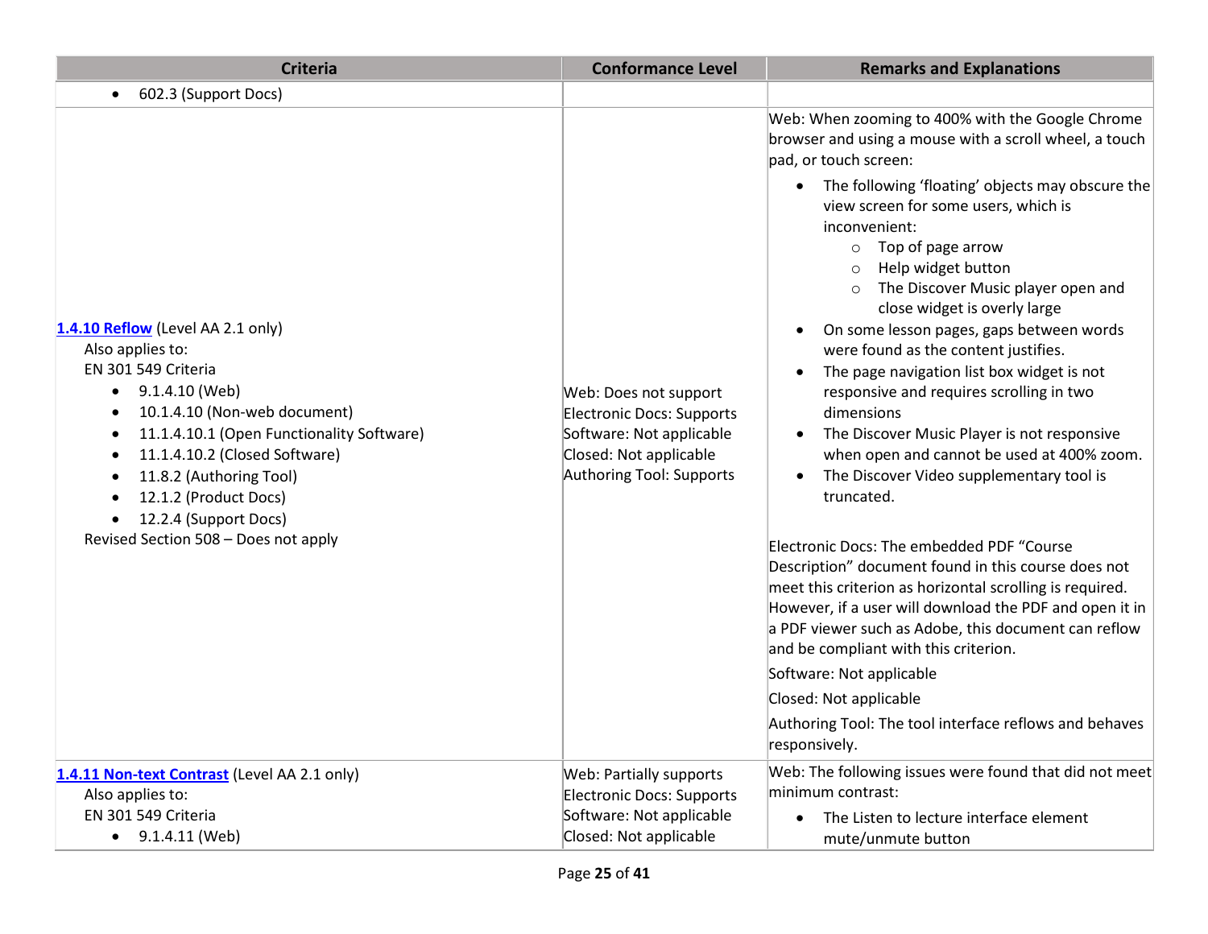| Criteria | Conformance Level | Remarks and Explanations |
| --- | --- | --- |
| • 602.3 (Support Docs) | | |
| **[1.4.10 Reflow](#)** (Level AA 2.1 only)<br>Also applies to:<br>EN 301 549 Criteria<br>• 9.1.4.10 (Web)<br>• 10.1.4.10 (Non-web document)<br>• 11.1.4.10.1 (Open Functionality Software)<br>• 11.1.4.10.2 (Closed Software)<br>• 11.8.2 (Authoring Tool)<br>• 12.1.2 (Product Docs)<br>• 12.2.4 (Support Docs)<br>Revised Section 508 – Does not apply | Web: Does not support<br>Electronic Docs: Supports<br>Software: Not applicable<br>Closed: Not applicable<br>Authoring Tool: Supports | Web: When zooming to 400% with the Google Chrome browser and using a mouse with a scroll wheel, a touch pad, or touch screen:<br>• The following 'floating' objects may obscure the view screen for some users, which is inconvenient:<br>  ○ Top of page arrow<br>  ○ Help widget button<br>  ○ The Discover Music player open and close widget is overly large<br>• On some lesson pages, gaps between words were found as the content justifies.<br>• The page navigation list box widget is not responsive and requires scrolling in two dimensions<br>• The Discover Music Player is not responsive when open and cannot be used at 400% zoom.<br>• The Discover Video supplementary tool is truncated.<br><br>Electronic Docs: The embedded PDF "Course Description" document found in this course does not meet this criterion as horizontal scrolling is required. However, if a user will download the PDF and open it in a PDF viewer such as Adobe, this document can reflow and be compliant with this criterion.<br>Software: Not applicable<br>Closed: Not applicable<br>Authoring Tool: The tool interface reflows and behaves responsively. |
| **[1.4.11 Non-text Contrast](#)** (Level AA 2.1 only)<br>Also applies to:<br>EN 301 549 Criteria<br>• 9.1.4.11 (Web) | Web: Partially supports<br>Electronic Docs: Supports<br>Software: Not applicable<br>Closed: Not applicable | Web: The following issues were found that did not meet minimum contrast:<br>• The Listen to lecture interface element mute/unmute button |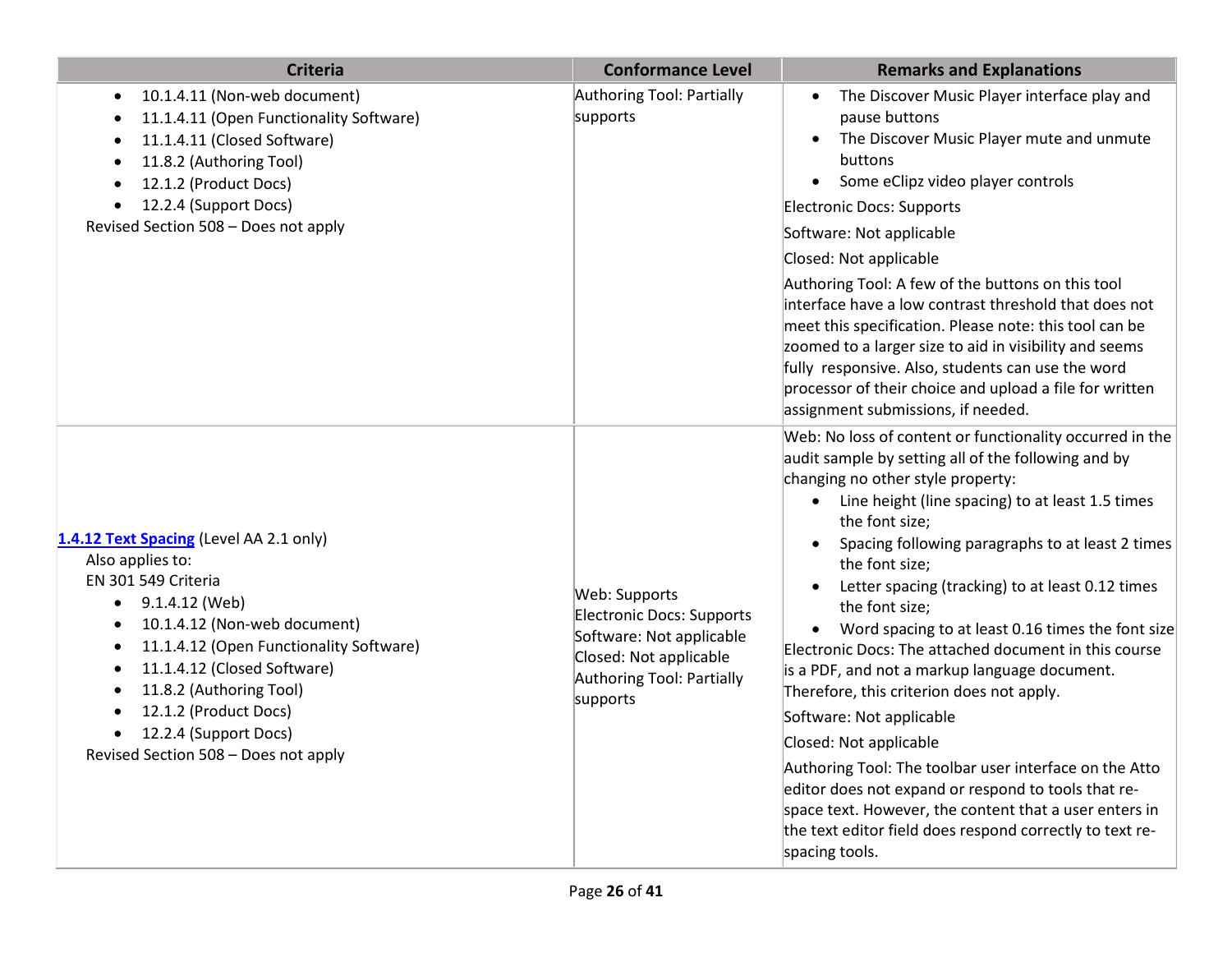| Criteria | Conformance Level | Remarks and Explanations |
|---|---|---|
| <ul><li>10.1.4.11 (Non-web document)</li><li>11.1.4.11 (Open Functionality Software)</li><li>11.1.4.11 (Closed Software)</li><li>11.8.2 (Authoring Tool)</li><li>12.1.2 (Product Docs)</li><li>12.2.4 (Support Docs)</li></ul>Revised Section 508 – Does not apply | Authoring Tool: Partially supports | <ul><li>The Discover Music Player interface play and pause buttons</li><li>The Discover Music Player mute and unmute buttons</li><li>Some eClipz video player controls</li></ul>Electronic Docs: Supports<br>Software: Not applicable<br>Closed: Not applicable<br>Authoring Tool: A few of the buttons on this tool interface have a low contrast threshold that does not meet this specification. Please note: this tool can be zoomed to a larger size to aid in visibility and seems fully responsive. Also, students can use the word processor of their choice and upload a file for written assignment submissions, if needed. |
| **[1.4.12 Text Spacing](https://www.w3.org/TR/WCAG21/#text-spacing)** (Level AA 2.1 only)<br>Also applies to:<br>EN 301 549 Criteria<ul><li>9.1.4.12 (Web)</li><li>10.1.4.12 (Non-web document)</li><li>11.1.4.12 (Open Functionality Software)</li><li>11.1.4.12 (Closed Software)</li><li>11.8.2 (Authoring Tool)</li><li>12.1.2 (Product Docs)</li><li>12.2.4 (Support Docs)</li></ul>Revised Section 508 – Does not apply | Web: Supports<br>Electronic Docs: Supports<br>Software: Not applicable<br>Closed: Not applicable<br>Authoring Tool: Partially supports | Web: No loss of content or functionality occurred in the audit sample by setting all of the following and by changing no other style property:<ul><li>Line height (line spacing) to at least 1.5 times the font size;</li><li>Spacing following paragraphs to at least 2 times the font size;</li><li>Letter spacing (tracking) to at least 0.12 times the font size;</li><li>Word spacing to at least 0.16 times the font size</li></ul>Electronic Docs: The attached document in this course is a PDF, and not a markup language document. Therefore, this criterion does not apply.<br>Software: Not applicable<br>Closed: Not applicable<br>Authoring Tool: The toolbar user interface on the Atto editor does not expand or respond to tools that re-space text. However, the content that a user enters in the text editor field does respond correctly to text re-spacing tools. |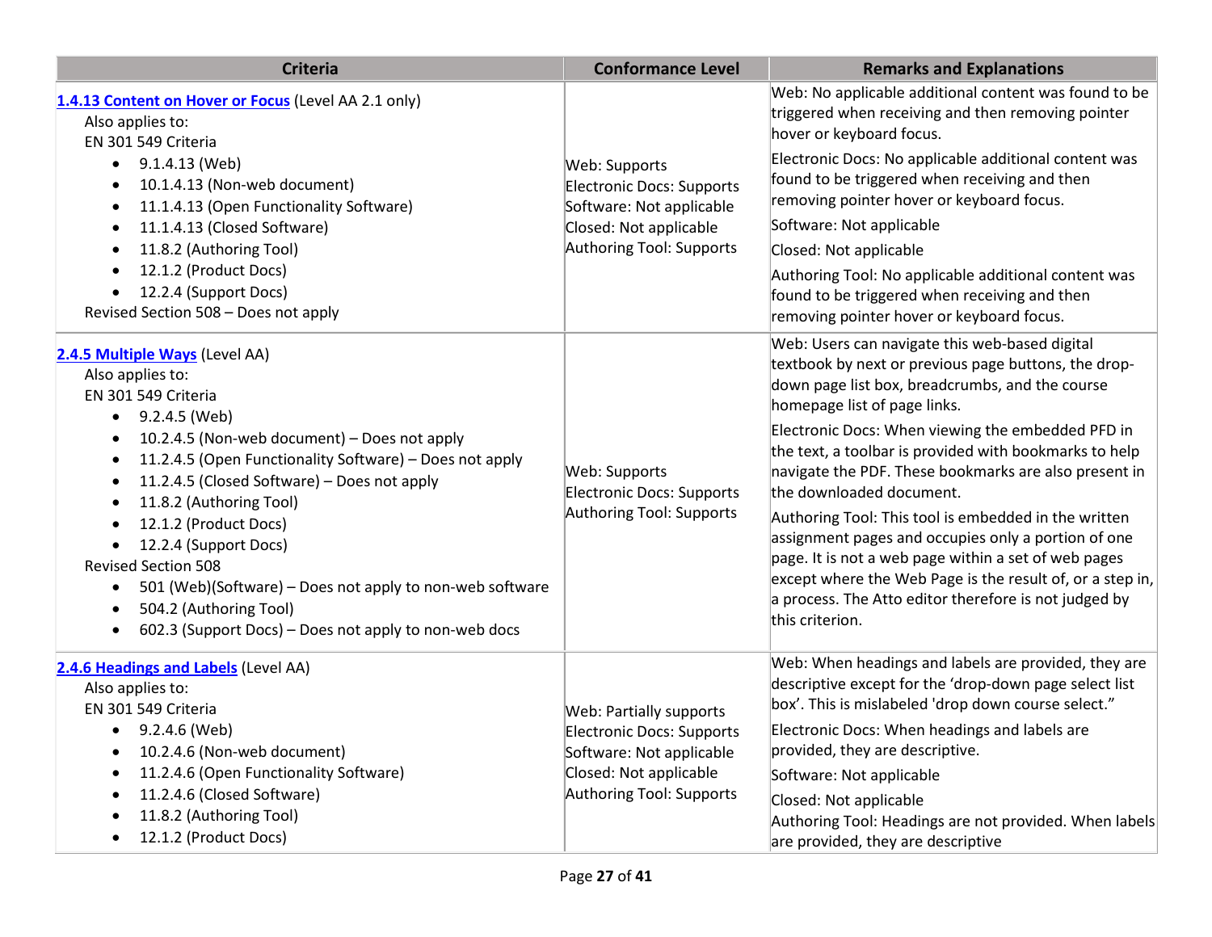| Criteria | Conformance Level | Remarks and Explanations |
|---|---|---|
| [1.4.13 Content on Hover or Focus](#) (Level AA 2.1 only)<br>Also applies to:<br>EN 301 549 Criteria<br>• 9.1.4.13 (Web)<br>• 10.1.4.13 (Non-web document)<br>• 11.1.4.13 (Open Functionality Software)<br>• 11.1.4.13 (Closed Software)<br>• 11.8.2 (Authoring Tool)<br>• 12.1.2 (Product Docs)<br>• 12.2.4 (Support Docs)<br>Revised Section 508 – Does not apply | Web: Supports<br>Electronic Docs: Supports<br>Software: Not applicable<br>Closed: Not applicable<br>Authoring Tool: Supports | Web: No applicable additional content was found to be triggered when receiving and then removing pointer hover or keyboard focus.<br>Electronic Docs: No applicable additional content was found to be triggered when receiving and then removing pointer hover or keyboard focus.<br>Software: Not applicable<br>Closed: Not applicable<br>Authoring Tool: No applicable additional content was found to be triggered when receiving and then removing pointer hover or keyboard focus. |
| [2.4.5 Multiple Ways](#) (Level AA)<br>Also applies to:<br>EN 301 549 Criteria<br>• 9.2.4.5 (Web)<br>• 10.2.4.5 (Non-web document) – Does not apply<br>• 11.2.4.5 (Open Functionality Software) – Does not apply<br>• 11.2.4.5 (Closed Software) – Does not apply<br>• 11.8.2 (Authoring Tool)<br>• 12.1.2 (Product Docs)<br>• 12.2.4 (Support Docs)<br>Revised Section 508<br>• 501 (Web)(Software) – Does not apply to non-web software<br>• 504.2 (Authoring Tool)<br>• 602.3 (Support Docs) – Does not apply to non-web docs | Web: Supports<br>Electronic Docs: Supports<br>Authoring Tool: Supports | Web: Users can navigate this web-based digital textbook by next or previous page buttons, the drop-down page list box, breadcrumbs, and the course homepage list of page links.<br>Electronic Docs: When viewing the embedded PFD in the text, a toolbar is provided with bookmarks to help navigate the PDF. These bookmarks are also present in the downloaded document.<br>Authoring Tool: This tool is embedded in the written assignment pages and occupies only a portion of one page. It is not a web page within a set of web pages except where the Web Page is the result of, or a step in, a process. The Atto editor therefore is not judged by this criterion. |
| [2.4.6 Headings and Labels](#) (Level AA)<br>Also applies to:<br>EN 301 549 Criteria<br>• 9.2.4.6 (Web)<br>• 10.2.4.6 (Non-web document)<br>• 11.2.4.6 (Open Functionality Software)<br>• 11.2.4.6 (Closed Software)<br>• 11.8.2 (Authoring Tool)<br>• 12.1.2 (Product Docs) | Web: Partially supports<br>Electronic Docs: Supports<br>Software: Not applicable<br>Closed: Not applicable<br>Authoring Tool: Supports | Web: When headings and labels are provided, they are descriptive except for the 'drop-down page select list box'. This is mislabeled 'drop down course select."<br>Electronic Docs: When headings and labels are provided, they are descriptive.<br>Software: Not applicable<br>Closed: Not applicable<br>Authoring Tool: Headings are not provided. When labels are provided, they are descriptive |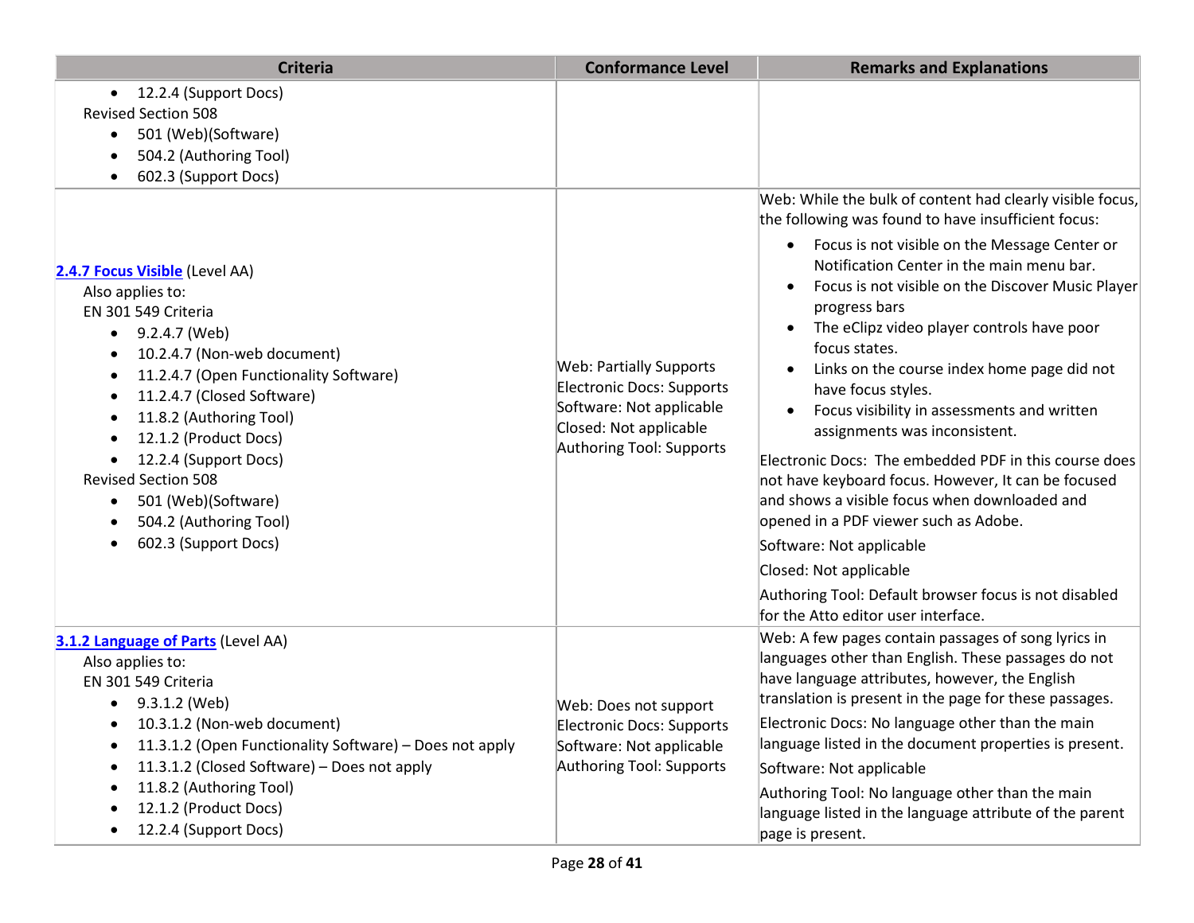| Criteria | Conformance Level | Remarks and Explanations |
|---|---|---|
| • 12.2.4 (Support Docs)<br>Revised Section 508<br>• 501 (Web)(Software)<br>• 504.2 (Authoring Tool)<br>• 602.3 (Support Docs) | | |
| **2.4.7 Focus Visible** (Level AA)<br>Also applies to:<br>EN 301 549 Criteria<br>• 9.2.4.7 (Web)<br>• 10.2.4.7 (Non-web document)<br>• 11.2.4.7 (Open Functionality Software)<br>• 11.2.4.7 (Closed Software)<br>• 11.8.2 (Authoring Tool)<br>• 12.1.2 (Product Docs)<br>• 12.2.4 (Support Docs)<br>Revised Section 508<br>• 501 (Web)(Software)<br>• 504.2 (Authoring Tool)<br>• 602.3 (Support Docs) | Web: Partially Supports<br>Electronic Docs: Supports<br>Software: Not applicable<br>Closed: Not applicable<br>Authoring Tool: Supports | Web: While the bulk of content had clearly visible focus, the following was found to have insufficient focus:<br>• Focus is not visible on the Message Center or Notification Center in the main menu bar.<br>• Focus is not visible on the Discover Music Player progress bars<br>• The eClipz video player controls have poor focus states.<br>• Links on the course index home page did not have focus styles.<br>• Focus visibility in assessments and written assignments was inconsistent.<br>Electronic Docs: The embedded PDF in this course does not have keyboard focus. However, It can be focused and shows a visible focus when downloaded and opened in a PDF viewer such as Adobe.<br>Software: Not applicable<br>Closed: Not applicable<br>Authoring Tool: Default browser focus is not disabled for the Atto editor user interface. |
| **3.1.2 Language of Parts** (Level AA)<br>Also applies to:<br>EN 301 549 Criteria<br>• 9.3.1.2 (Web)<br>• 10.3.1.2 (Non-web document)<br>• 11.3.1.2 (Open Functionality Software) – Does not apply<br>• 11.3.1.2 (Closed Software) – Does not apply<br>• 11.8.2 (Authoring Tool)<br>• 12.1.2 (Product Docs)<br>• 12.2.4 (Support Docs) | Web: Does not support<br>Electronic Docs: Supports<br>Software: Not applicable<br>Authoring Tool: Supports | Web: A few pages contain passages of song lyrics in languages other than English. These passages do not have language attributes, however, the English translation is present in the page for these passages.<br>Electronic Docs: No language other than the main language listed in the document properties is present.<br>Software: Not applicable<br>Authoring Tool: No language other than the main language listed in the language attribute of the parent page is present. |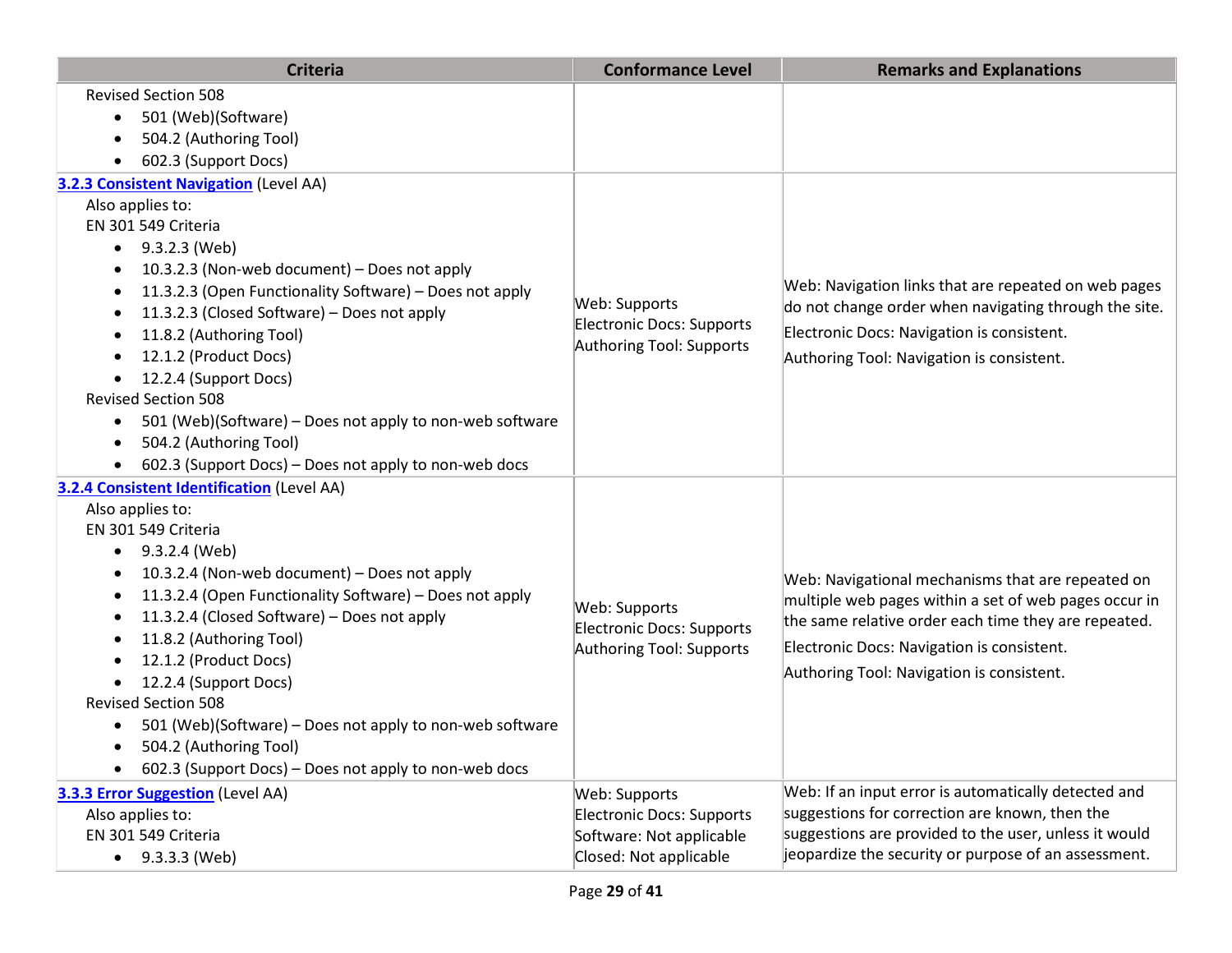| Criteria | Conformance Level | Remarks and Explanations |
| --- | --- | --- |
| Revised Section 508<br>• 501 (Web)(Software)<br>• 504.2 (Authoring Tool)<br>• 602.3 (Support Docs) | | |
| **3.2.3 Consistent Navigation** (Level AA)<br>Also applies to:<br>EN 301 549 Criteria<br>• 9.3.2.3 (Web)<br>• 10.3.2.3 (Non-web document) – Does not apply<br>• 11.3.2.3 (Open Functionality Software) – Does not apply<br>• 11.3.2.3 (Closed Software) – Does not apply<br>• 11.8.2 (Authoring Tool)<br>• 12.1.2 (Product Docs)<br>• 12.2.4 (Support Docs)<br>Revised Section 508<br>• 501 (Web)(Software) – Does not apply to non-web software<br>• 504.2 (Authoring Tool)<br>• 602.3 (Support Docs) – Does not apply to non-web docs | Web: Supports<br>Electronic Docs: Supports<br>Authoring Tool: Supports | Web: Navigation links that are repeated on web pages do not change order when navigating through the site.<br>Electronic Docs: Navigation is consistent.<br>Authoring Tool: Navigation is consistent. |
| **3.2.4 Consistent Identification** (Level AA)<br>Also applies to:<br>EN 301 549 Criteria<br>• 9.3.2.4 (Web)<br>• 10.3.2.4 (Non-web document) – Does not apply<br>• 11.3.2.4 (Open Functionality Software) – Does not apply<br>• 11.3.2.4 (Closed Software) – Does not apply<br>• 11.8.2 (Authoring Tool)<br>• 12.1.2 (Product Docs)<br>• 12.2.4 (Support Docs)<br>Revised Section 508<br>• 501 (Web)(Software) – Does not apply to non-web software<br>• 504.2 (Authoring Tool)<br>• 602.3 (Support Docs) – Does not apply to non-web docs | Web: Supports<br>Electronic Docs: Supports<br>Authoring Tool: Supports | Web: Navigational mechanisms that are repeated on multiple web pages within a set of web pages occur in the same relative order each time they are repeated.<br>Electronic Docs: Navigation is consistent.<br>Authoring Tool: Navigation is consistent. |
| **3.3.3 Error Suggestion** (Level AA)<br>Also applies to:<br>EN 301 549 Criteria<br>• 9.3.3.3 (Web) | Web: Supports<br>Electronic Docs: Supports<br>Software: Not applicable<br>Closed: Not applicable | Web: If an input error is automatically detected and suggestions for correction are known, then the suggestions are provided to the user, unless it would jeopardize the security or purpose of an assessment. |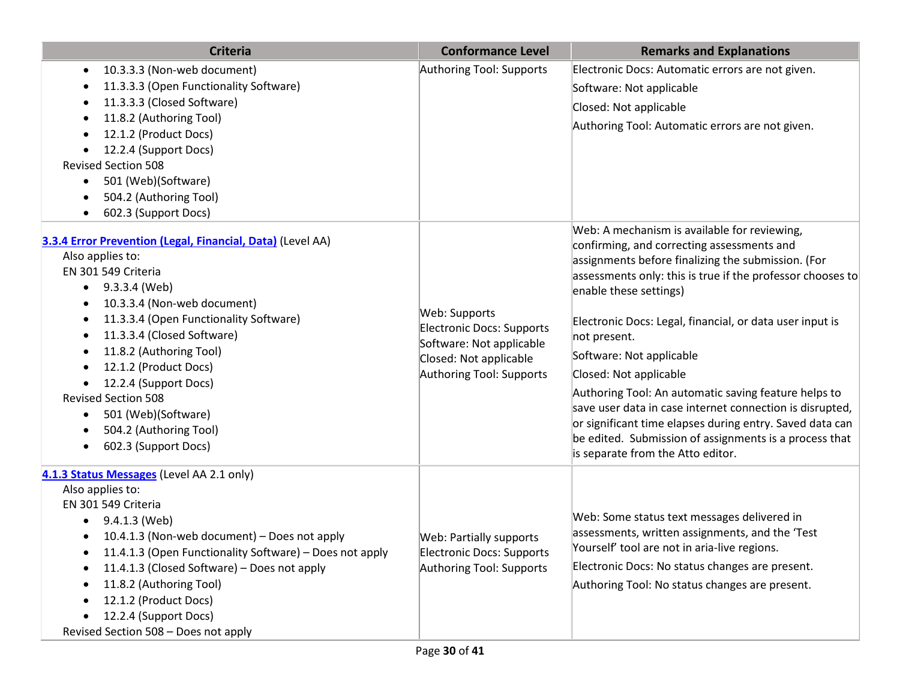| Criteria | Conformance Level | Remarks and Explanations |
|---|---|---|
| <ul><li>10.3.3.3 (Non-web document)</li><li>11.3.3.3 (Open Functionality Software)</li><li>11.3.3.3 (Closed Software)</li><li>11.8.2 (Authoring Tool)</li><li>12.1.2 (Product Docs)</li><li>12.2.4 (Support Docs)</li></ul>Revised Section 508<ul><li>501 (Web)(Software)</li><li>504.2 (Authoring Tool)</li><li>602.3 (Support Docs)</li></ul> | Authoring Tool: Supports | Electronic Docs: Automatic errors are not given.<br>Software: Not applicable<br>Closed: Not applicable<br>Authoring Tool: Automatic errors are not given. |
| **[3.3.4 Error Prevention (Legal, Financial, Data)]** (Level AA)<br>Also applies to:<br>EN 301 549 Criteria<ul><li>9.3.3.4 (Web)</li><li>10.3.3.4 (Non-web document)</li><li>11.3.3.4 (Open Functionality Software)</li><li>11.3.3.4 (Closed Software)</li><li>11.8.2 (Authoring Tool)</li><li>12.1.2 (Product Docs)</li><li>12.2.4 (Support Docs)</li></ul>Revised Section 508<ul><li>501 (Web)(Software)</li><li>504.2 (Authoring Tool)</li><li>602.3 (Support Docs)</li></ul> | Web: Supports<br>Electronic Docs: Supports<br>Software: Not applicable<br>Closed: Not applicable<br>Authoring Tool: Supports | Web: A mechanism is available for reviewing, confirming, and correcting assessments and assignments before finalizing the submission. (For assessments only: this is true if the professor chooses to enable these settings)<br><br>Electronic Docs: Legal, financial, or data user input is not present.<br>Software: Not applicable<br>Closed: Not applicable<br>Authoring Tool: An automatic saving feature helps to save user data in case internet connection is disrupted, or significant time elapses during entry. Saved data can be edited. Submission of assignments is a process that is separate from the Atto editor. |
| **[4.1.3 Status Messages]** (Level AA 2.1 only)<br>Also applies to:<br>EN 301 549 Criteria<ul><li>9.4.1.3 (Web)</li><li>10.4.1.3 (Non-web document) – Does not apply</li><li>11.4.1.3 (Open Functionality Software) – Does not apply</li><li>11.4.1.3 (Closed Software) – Does not apply</li><li>11.8.2 (Authoring Tool)</li><li>12.1.2 (Product Docs)</li><li>12.2.4 (Support Docs)</li></ul>Revised Section 508 – Does not apply | Web: Partially supports<br>Electronic Docs: Supports<br>Authoring Tool: Supports | Web: Some status text messages delivered in assessments, written assignments, and the 'Test Yourself' tool are not in aria-live regions.<br>Electronic Docs: No status changes are present.<br>Authoring Tool: No status changes are present. |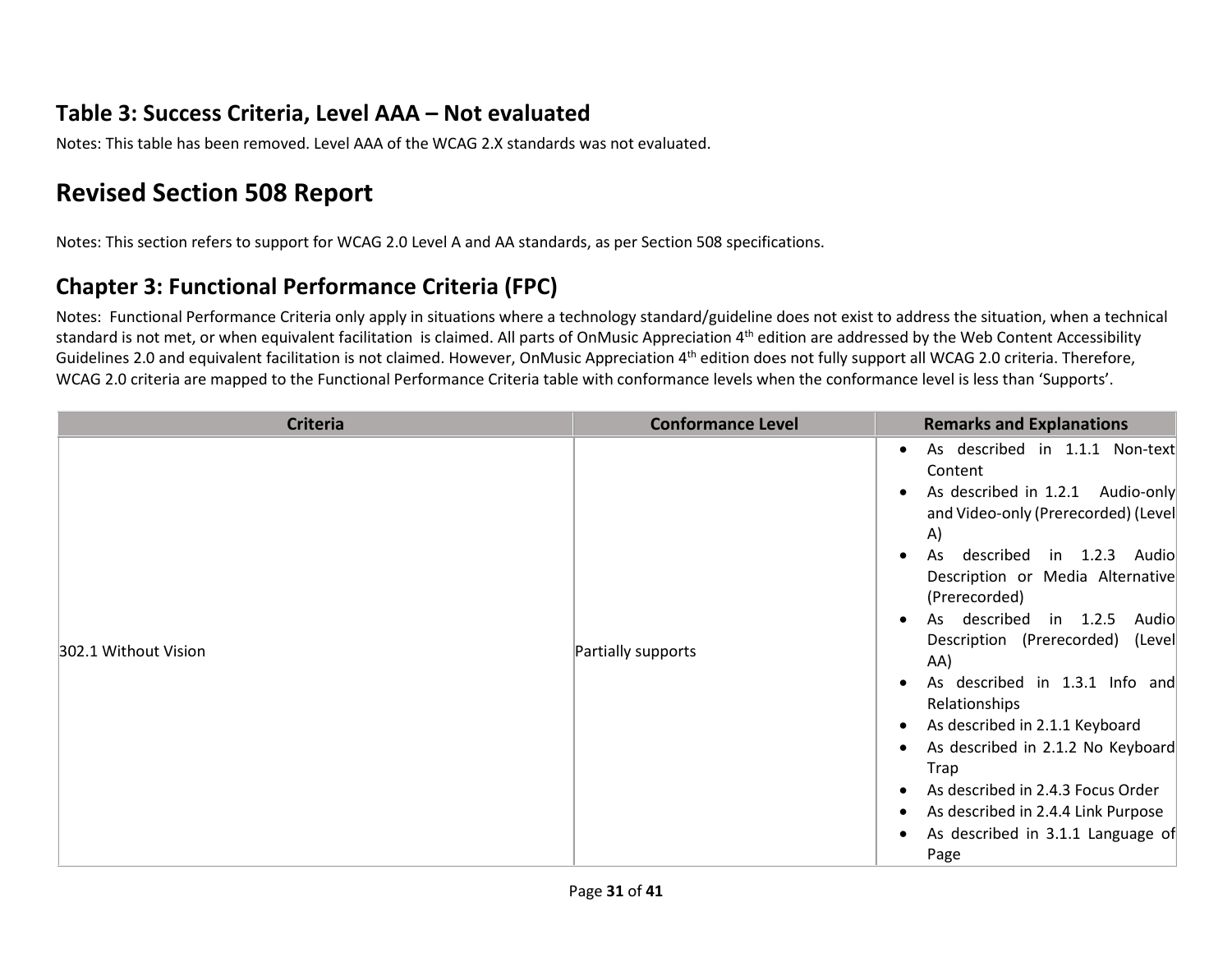## Table 3: Success Criteria, Level AAA – Not evaluated

Notes: This table has been removed. Level AAA of the WCAG 2.X standards was not evaluated.

# Revised Section 508 Report

Notes: This section refers to support for WCAG 2.0 Level A and AA standards, as per Section 508 specifications.

## Chapter 3: Functional Performance Criteria (FPC)

Notes: Functional Performance Criteria only apply in situations where a technology standard/guideline does not exist to address the situation, when a technical standard is not met, or when equivalent facilitation is claimed. All parts of OnMusic Appreciation 4th edition are addressed by the Web Content Accessibility Guidelines 2.0 and equivalent facilitation is not claimed. However, OnMusic Appreciation 4th edition does not fully support all WCAG 2.0 criteria. Therefore, WCAG 2.0 criteria are mapped to the Functional Performance Criteria table with conformance levels when the conformance level is less than 'Supports'.

| Criteria | Conformance Level | Remarks and Explanations |
| --- | --- | --- |
| 302.1 Without Vision | Partially supports | • As described in 1.1.1 Non-text Content<br>• As described in 1.2.1 Audio-only and Video-only (Prerecorded) (Level A)<br>• As described in 1.2.3 Audio Description or Media Alternative (Prerecorded)<br>• As described in 1.2.5 Audio Description (Prerecorded) (Level AA)<br>• As described in 1.3.1 Info and Relationships<br>• As described in 2.1.1 Keyboard<br>• As described in 2.1.2 No Keyboard Trap<br>• As described in 2.4.3 Focus Order<br>• As described in 2.4.4 Link Purpose<br>• As described in 3.1.1 Language of Page |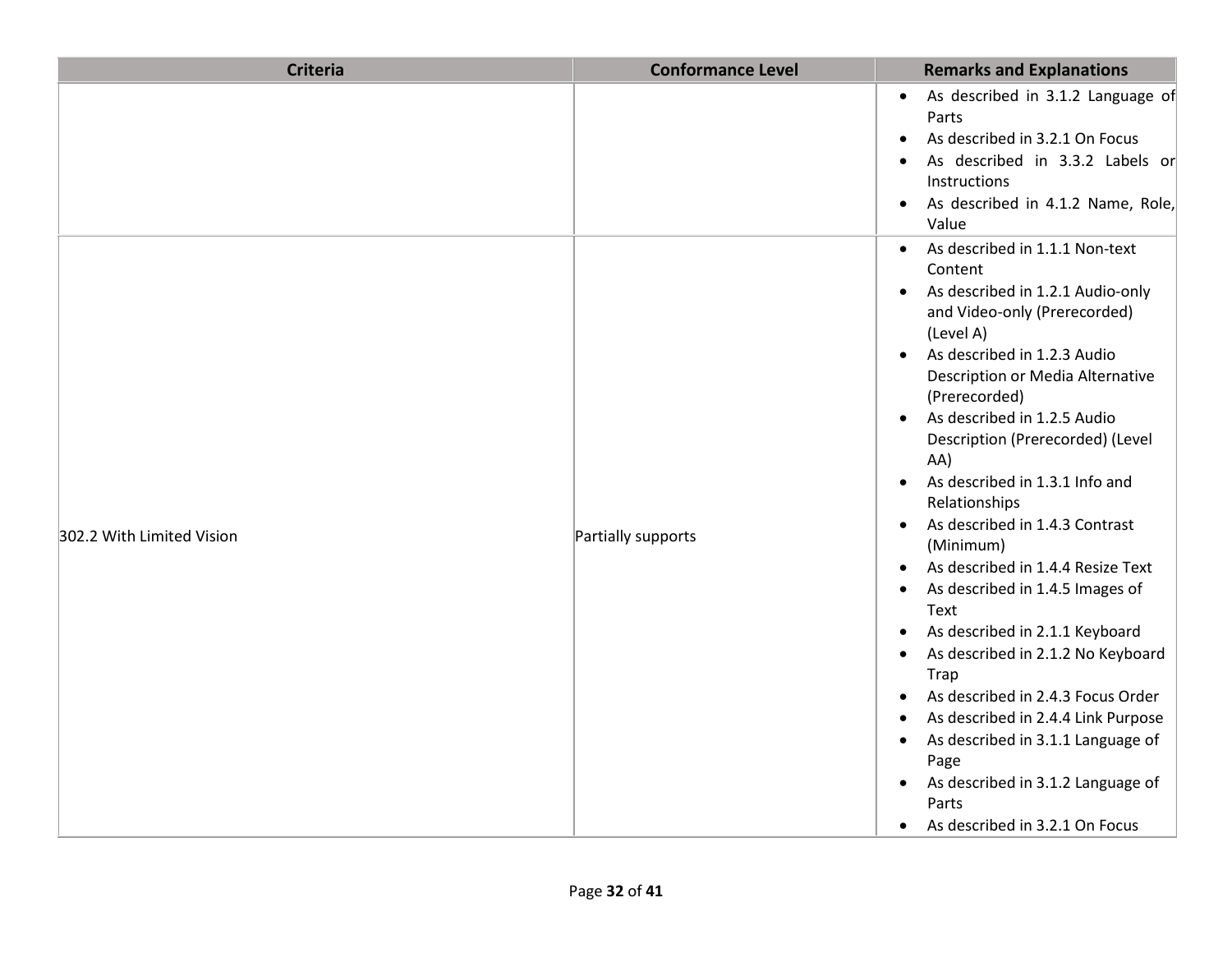| Criteria | Conformance Level | Remarks and Explanations |
|---|---|---|
| | | • As described in 3.1.2 Language of Parts<br>• As described in 3.2.1 On Focus<br>• As described in 3.3.2 Labels or Instructions<br>• As described in 4.1.2 Name, Role, Value |
| 302.2 With Limited Vision | Partially supports | • As described in 1.1.1 Non-text Content<br>• As described in 1.2.1 Audio-only and Video-only (Prerecorded) (Level A)<br>• As described in 1.2.3 Audio Description or Media Alternative (Prerecorded)<br>• As described in 1.2.5 Audio Description (Prerecorded) (Level AA)<br>• As described in 1.3.1 Info and Relationships<br>• As described in 1.4.3 Contrast (Minimum)<br>• As described in 1.4.4 Resize Text<br>• As described in 1.4.5 Images of Text<br>• As described in 2.1.1 Keyboard<br>• As described in 2.1.2 No Keyboard Trap<br>• As described in 2.4.3 Focus Order<br>• As described in 2.4.4 Link Purpose<br>• As described in 3.1.1 Language of Page<br>• As described in 3.1.2 Language of Parts<br>• As described in 3.2.1 On Focus |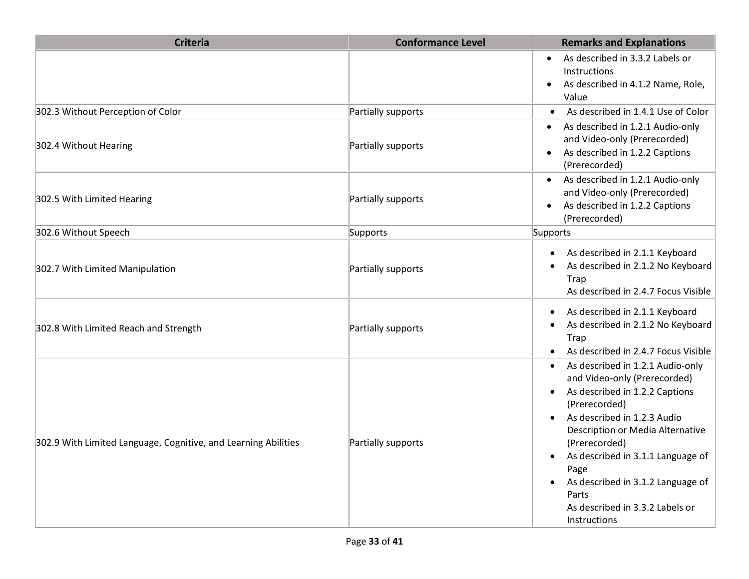| Criteria | Conformance Level | Remarks and Explanations |
|---|---|---|
| | | • As described in 3.3.2 Labels or Instructions<br>• As described in 4.1.2 Name, Role, Value |
| 302.3 Without Perception of Color | Partially supports | • As described in 1.4.1 Use of Color |
| 302.4 Without Hearing | Partially supports | • As described in 1.2.1 Audio-only and Video-only (Prerecorded)<br>• As described in 1.2.2 Captions (Prerecorded) |
| 302.5 With Limited Hearing | Partially supports | • As described in 1.2.1 Audio-only and Video-only (Prerecorded)<br>• As described in 1.2.2 Captions (Prerecorded) |
| 302.6 Without Speech | Supports | Supports |
| 302.7 With Limited Manipulation | Partially supports | • As described in 2.1.1 Keyboard<br>• As described in 2.1.2 No Keyboard Trap<br>As described in 2.4.7 Focus Visible |
| 302.8 With Limited Reach and Strength | Partially supports | • As described in 2.1.1 Keyboard<br>• As described in 2.1.2 No Keyboard Trap<br>• As described in 2.4.7 Focus Visible |
| 302.9 With Limited Language, Cognitive, and Learning Abilities | Partially supports | • As described in 1.2.1 Audio-only and Video-only (Prerecorded)<br>• As described in 1.2.2 Captions (Prerecorded)<br>• As described in 1.2.3 Audio Description or Media Alternative (Prerecorded)<br>• As described in 3.1.1 Language of Page<br>• As described in 3.1.2 Language of Parts<br>As described in 3.3.2 Labels or Instructions |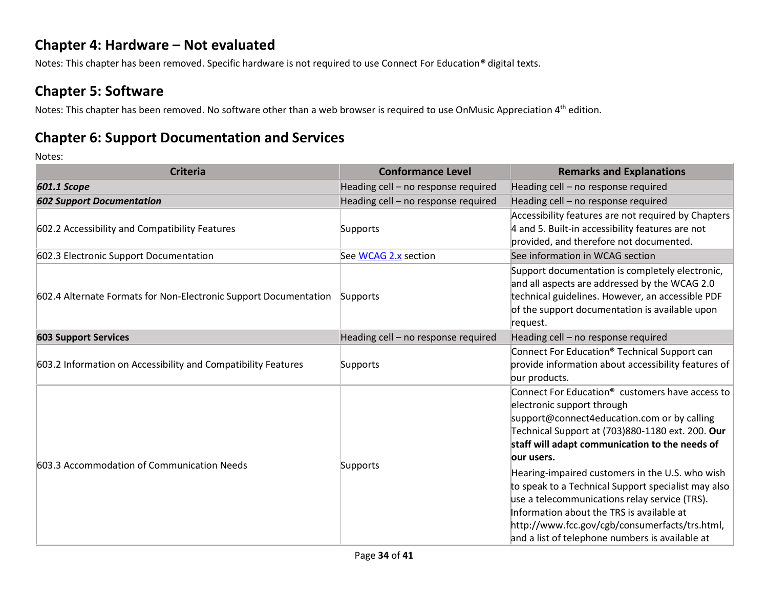## Chapter 4: Hardware – Not evaluated

Notes: This chapter has been removed. Specific hardware is not required to use Connect For Education® digital texts.

## Chapter 5: Software

Notes: This chapter has been removed. No software other than a web browser is required to use OnMusic Appreciation 4th edition.

## Chapter 6: Support Documentation and Services

Notes:

| Criteria | Conformance Level | Remarks and Explanations |
|---|---|---|
| ***601.1 Scope*** | Heading cell – no response required | Heading cell – no response required |
| ***602 Support Documentation*** | Heading cell – no response required | Heading cell – no response required |
| 602.2 Accessibility and Compatibility Features | Supports | Accessibility features are not required by Chapters 4 and 5. Built-in accessibility features are not provided, and therefore not documented. |
| 602.3 Electronic Support Documentation | See [WCAG 2.x](#) section | See information in WCAG section |
| 602.4 Alternate Formats for Non-Electronic Support Documentation | Supports | Support documentation is completely electronic, and all aspects are addressed by the WCAG 2.0 technical guidelines. However, an accessible PDF of the support documentation is available upon request. |
| **603 Support Services** | Heading cell – no response required | Heading cell – no response required |
| 603.2 Information on Accessibility and Compatibility Features | Supports | Connect For Education® Technical Support can provide information about accessibility features of our products. |
| 603.3 Accommodation of Communication Needs | Supports | Connect For Education® customers have access to electronic support through support@connect4education.com or by calling Technical Support at (703)880-1180 ext. 200. **Our staff will adapt communication to the needs of our users.**<br><br>Hearing-impaired customers in the U.S. who wish to speak to a Technical Support specialist may also use a telecommunications relay service (TRS). Information about the TRS is available at http://www.fcc.gov/cgb/consumerfacts/trs.html, and a list of telephone numbers is available at |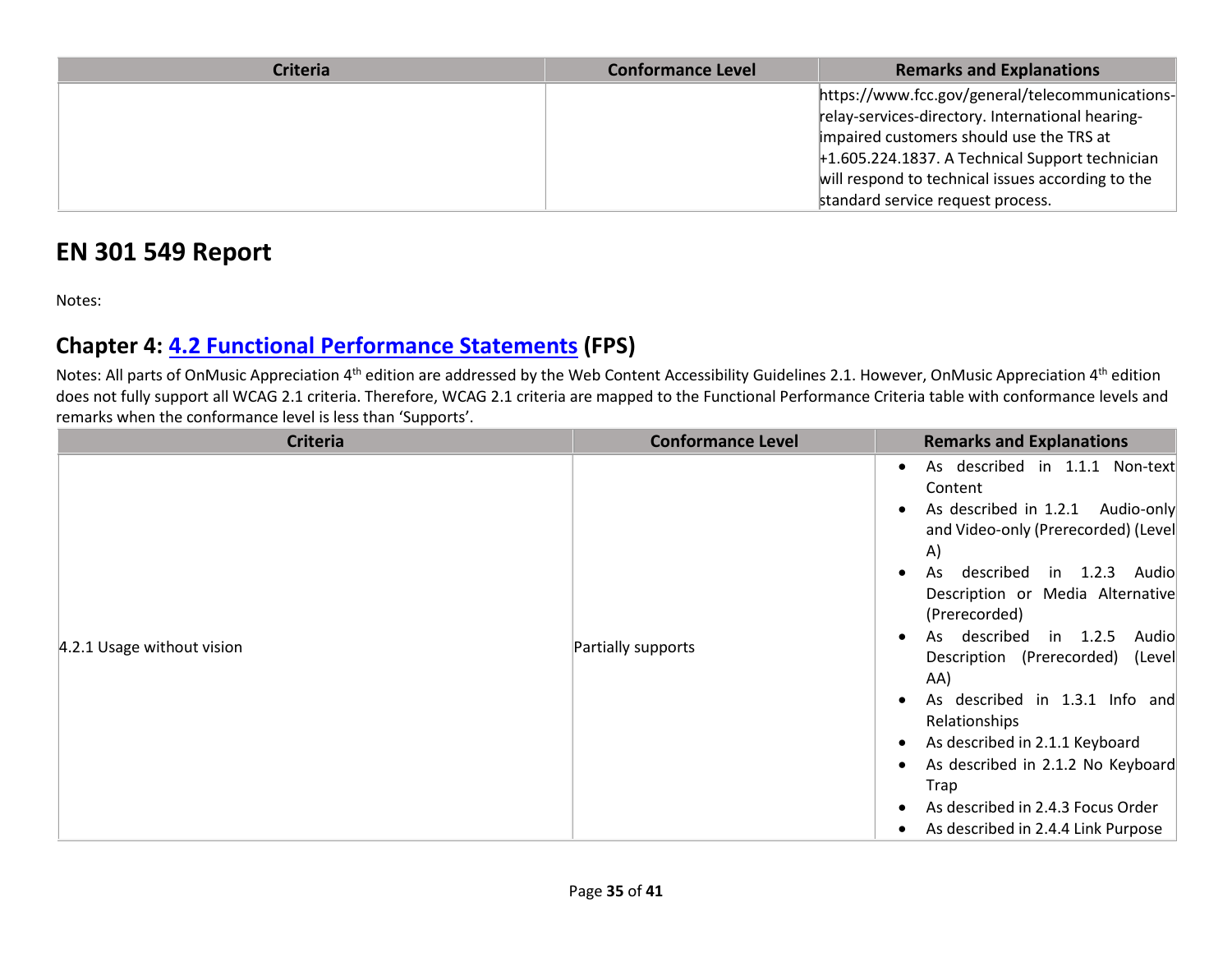| Criteria | Conformance Level | Remarks and Explanations |
|---|---|---|
| | | https://www.fcc.gov/general/telecommunications-relay-services-directory. International hearing-impaired customers should use the TRS at +1.605.224.1837. A Technical Support technician will respond to technical issues according to the standard service request process. |

## EN 301 549 Report

Notes:

### Chapter 4: [4.2 Functional Performance Statements](#) (FPS)

Notes: All parts of OnMusic Appreciation 4th edition are addressed by the Web Content Accessibility Guidelines 2.1. However, OnMusic Appreciation 4th edition does not fully support all WCAG 2.1 criteria. Therefore, WCAG 2.1 criteria are mapped to the Functional Performance Criteria table with conformance levels and remarks when the conformance level is less than 'Supports'.

| Criteria | Conformance Level | Remarks and Explanations |
|---|---|---|
| 4.2.1 Usage without vision | Partially supports | • As described in 1.1.1 Non-text Content<br>• As described in 1.2.1 Audio-only and Video-only (Prerecorded) (Level A)<br>• As described in 1.2.3 Audio Description or Media Alternative (Prerecorded)<br>• As described in 1.2.5 Audio Description (Prerecorded) (Level AA)<br>• As described in 1.3.1 Info and Relationships<br>• As described in 2.1.1 Keyboard<br>• As described in 2.1.2 No Keyboard Trap<br>• As described in 2.4.3 Focus Order<br>• As described in 2.4.4 Link Purpose |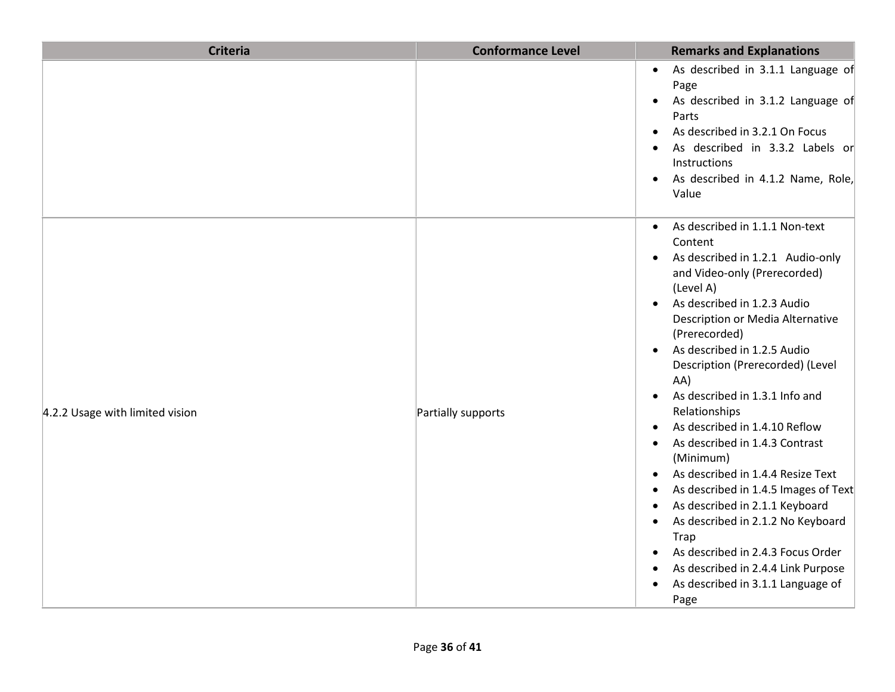| Criteria | Conformance Level | Remarks and Explanations |
| --- | --- | --- |
| | | • As described in 3.1.1 Language of Page<br>• As described in 3.1.2 Language of Parts<br>• As described in 3.2.1 On Focus<br>• As described in 3.3.2 Labels or Instructions<br>• As described in 4.1.2 Name, Role, Value |
| 4.2.2 Usage with limited vision | Partially supports | • As described in 1.1.1 Non-text Content<br>• As described in 1.2.1 Audio-only and Video-only (Prerecorded) (Level A)<br>• As described in 1.2.3 Audio Description or Media Alternative (Prerecorded)<br>• As described in 1.2.5 Audio Description (Prerecorded) (Level AA)<br>• As described in 1.3.1 Info and Relationships<br>• As described in 1.4.10 Reflow<br>• As described in 1.4.3 Contrast (Minimum)<br>• As described in 1.4.4 Resize Text<br>• As described in 1.4.5 Images of Text<br>• As described in 2.1.1 Keyboard<br>• As described in 2.1.2 No Keyboard Trap<br>• As described in 2.4.3 Focus Order<br>• As described in 2.4.4 Link Purpose<br>• As described in 3.1.1 Language of Page |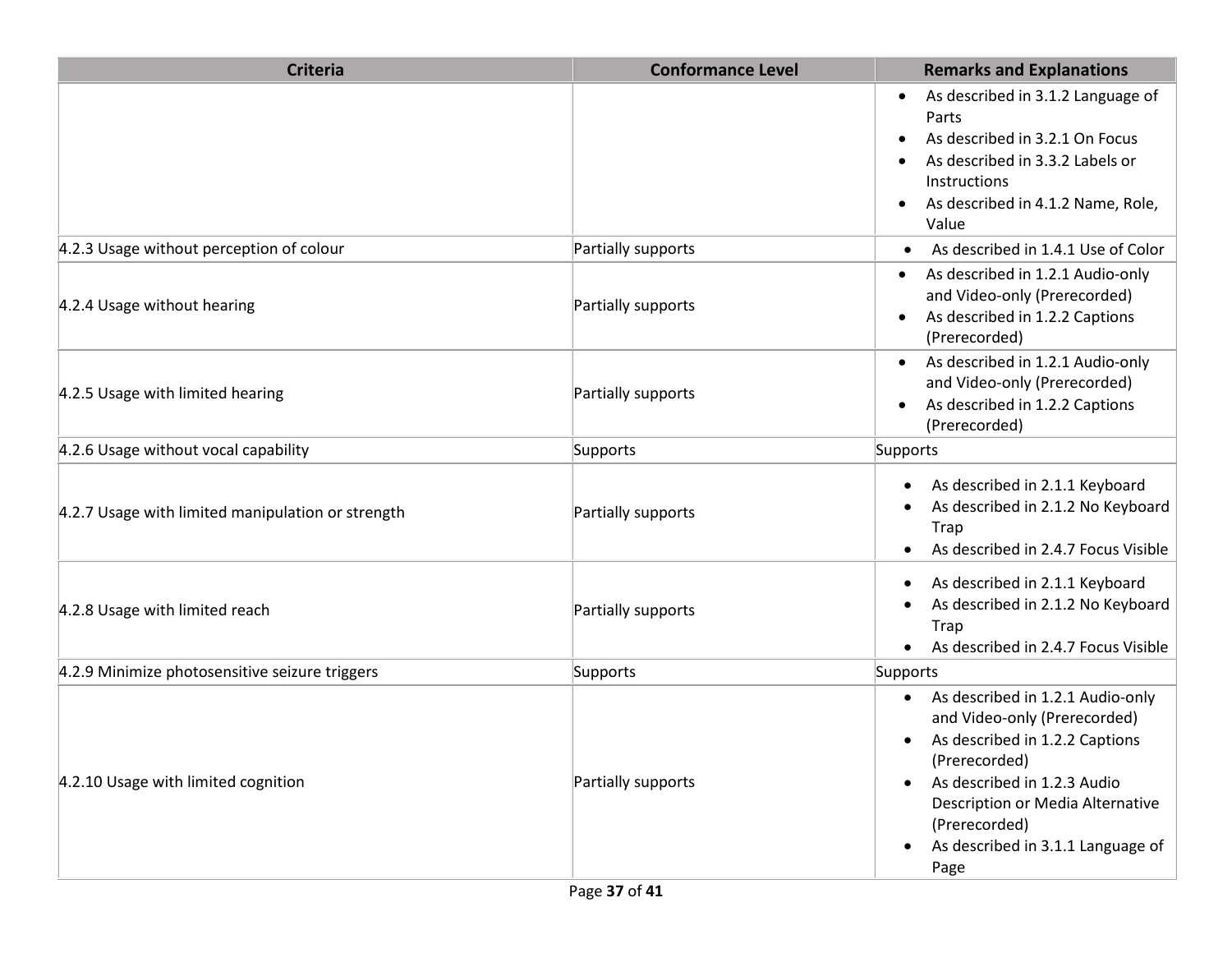| Criteria | Conformance Level | Remarks and Explanations |
|---|---|---|
| | | • As described in 3.1.2 Language of Parts<br>• As described in 3.2.1 On Focus<br>• As described in 3.3.2 Labels or Instructions<br>• As described in 4.1.2 Name, Role, Value |
| 4.2.3 Usage without perception of colour | Partially supports | • As described in 1.4.1 Use of Color |
| 4.2.4 Usage without hearing | Partially supports | • As described in 1.2.1 Audio-only and Video-only (Prerecorded)<br>• As described in 1.2.2 Captions (Prerecorded) |
| 4.2.5 Usage with limited hearing | Partially supports | • As described in 1.2.1 Audio-only and Video-only (Prerecorded)<br>• As described in 1.2.2 Captions (Prerecorded) |
| 4.2.6 Usage without vocal capability | Supports | Supports |
| 4.2.7 Usage with limited manipulation or strength | Partially supports | • As described in 2.1.1 Keyboard<br>• As described in 2.1.2 No Keyboard Trap<br>• As described in 2.4.7 Focus Visible |
| 4.2.8 Usage with limited reach | Partially supports | • As described in 2.1.1 Keyboard<br>• As described in 2.1.2 No Keyboard Trap<br>• As described in 2.4.7 Focus Visible |
| 4.2.9 Minimize photosensitive seizure triggers | Supports | Supports |
| 4.2.10 Usage with limited cognition | Partially supports | • As described in 1.2.1 Audio-only and Video-only (Prerecorded)<br>• As described in 1.2.2 Captions (Prerecorded)<br>• As described in 1.2.3 Audio Description or Media Alternative (Prerecorded)<br>• As described in 3.1.1 Language of Page |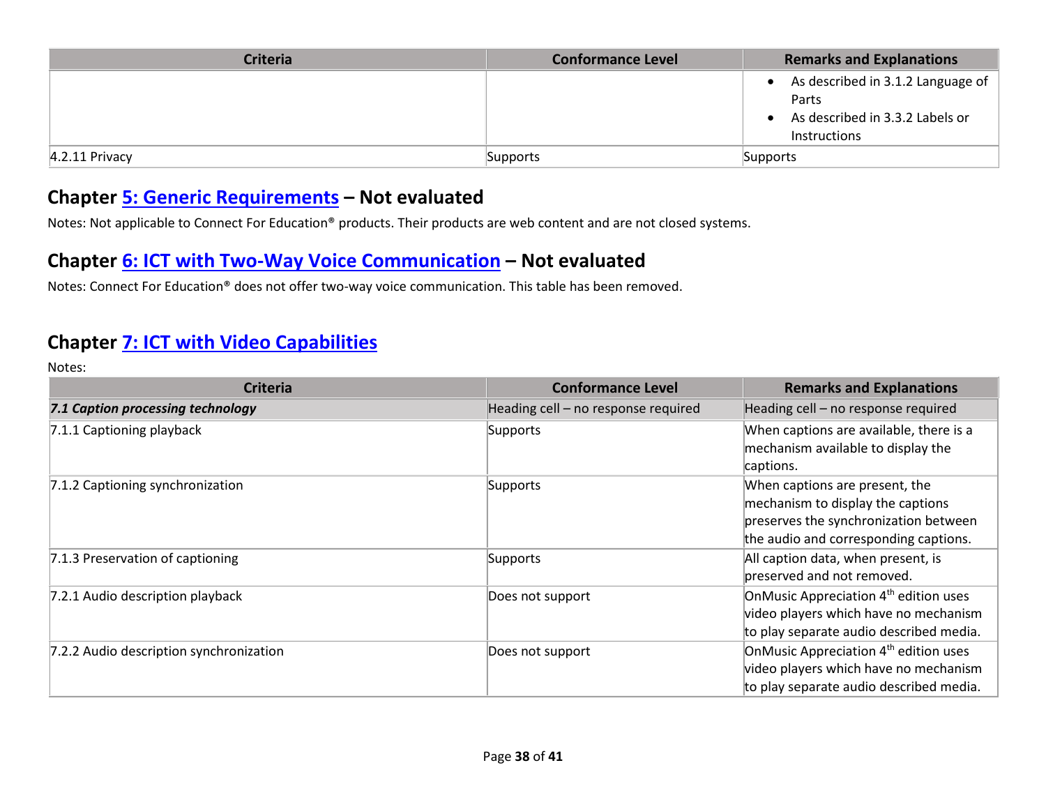| Criteria | Conformance Level | Remarks and Explanations |
|---|---|---|
| | | • As described in 3.1.2 Language of Parts<br>• As described in 3.3.2 Labels or Instructions |
| 4.2.11 Privacy | Supports | Supports |

## Chapter [5: Generic Requirements](#) – Not evaluated

Notes: Not applicable to Connect For Education® products. Their products are web content and are not closed systems.

## Chapter [6: ICT with Two-Way Voice Communication](#) – Not evaluated

Notes: Connect For Education® does not offer two-way voice communication. This table has been removed.

## Chapter [7: ICT with Video Capabilities](#)

Notes:

| Criteria | Conformance Level | Remarks and Explanations |
|---|---|---|
| ***7.1 Caption processing technology*** | Heading cell – no response required | Heading cell – no response required |
| 7.1.1 Captioning playback | Supports | When captions are available, there is a mechanism available to display the captions. |
| 7.1.2 Captioning synchronization | Supports | When captions are present, the mechanism to display the captions preserves the synchronization between the audio and corresponding captions. |
| 7.1.3 Preservation of captioning | Supports | All caption data, when present, is preserved and not removed. |
| 7.2.1 Audio description playback | Does not support | OnMusic Appreciation 4th edition uses video players which have no mechanism to play separate audio described media. |
| 7.2.2 Audio description synchronization | Does not support | OnMusic Appreciation 4th edition uses video players which have no mechanism to play separate audio described media. |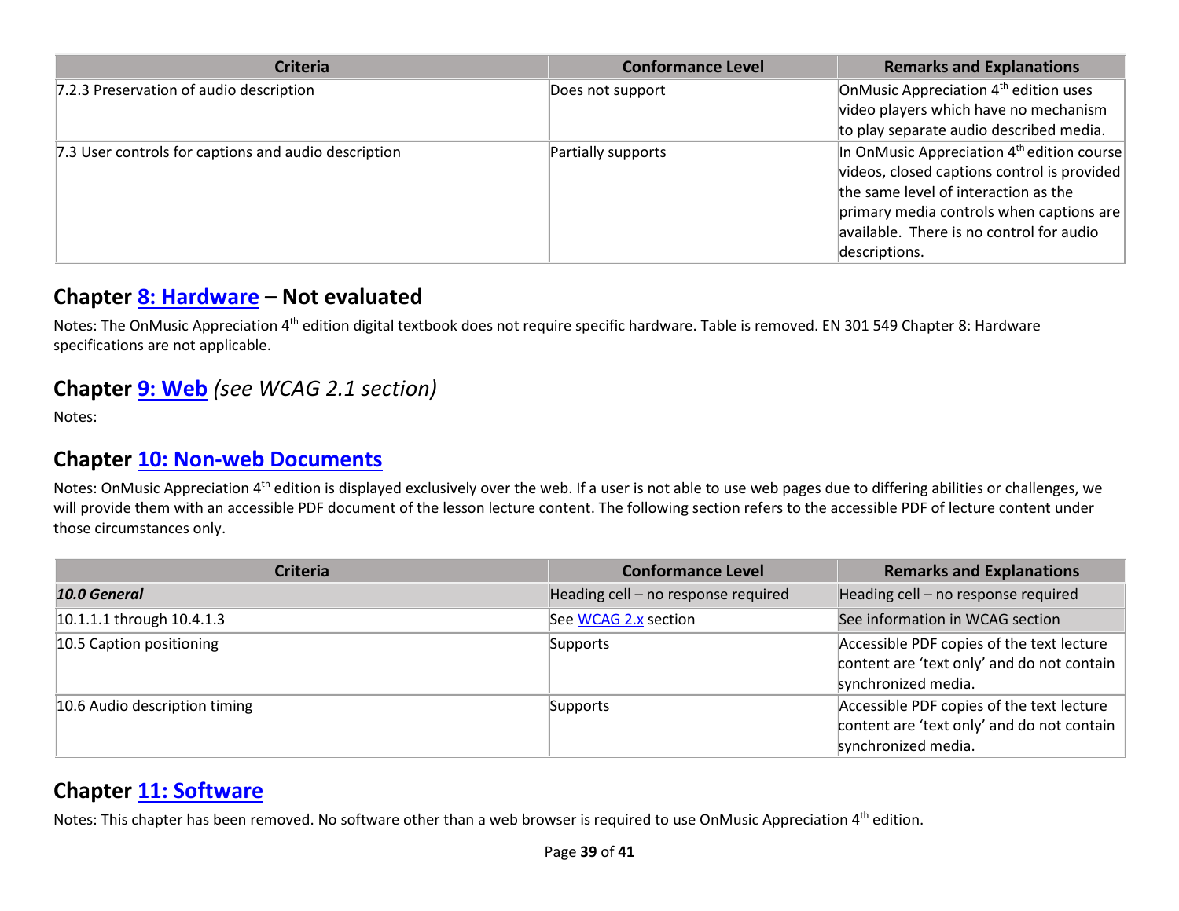| Criteria | Conformance Level | Remarks and Explanations |
| --- | --- | --- |
| 7.2.3 Preservation of audio description | Does not support | OnMusic Appreciation 4th edition uses video players which have no mechanism to play separate audio described media. |
| 7.3 User controls for captions and audio description | Partially supports | In OnMusic Appreciation 4th edition course videos, closed captions control is provided the same level of interaction as the primary media controls when captions are available. There is no control for audio descriptions. |

## Chapter 8: Hardware – Not evaluated

Notes: The OnMusic Appreciation 4th edition digital textbook does not require specific hardware. Table is removed. EN 301 549 Chapter 8: Hardware specifications are not applicable.

## Chapter 9: Web *(see WCAG 2.1 section)*

Notes:

## Chapter 10: Non-web Documents

Notes: OnMusic Appreciation 4th edition is displayed exclusively over the web. If a user is not able to use web pages due to differing abilities or challenges, we will provide them with an accessible PDF document of the lesson lecture content. The following section refers to the accessible PDF of lecture content under those circumstances only.

| Criteria | Conformance Level | Remarks and Explanations |
| --- | --- | --- |
| ***10.0 General*** | Heading cell – no response required | Heading cell – no response required |
| 10.1.1.1 through 10.4.1.3 | See WCAG 2.x section | See information in WCAG section |
| 10.5 Caption positioning | Supports | Accessible PDF copies of the text lecture content are 'text only' and do not contain synchronized media. |
| 10.6 Audio description timing | Supports | Accessible PDF copies of the text lecture content are 'text only' and do not contain synchronized media. |

## Chapter 11: Software

Notes: This chapter has been removed. No software other than a web browser is required to use OnMusic Appreciation 4th edition.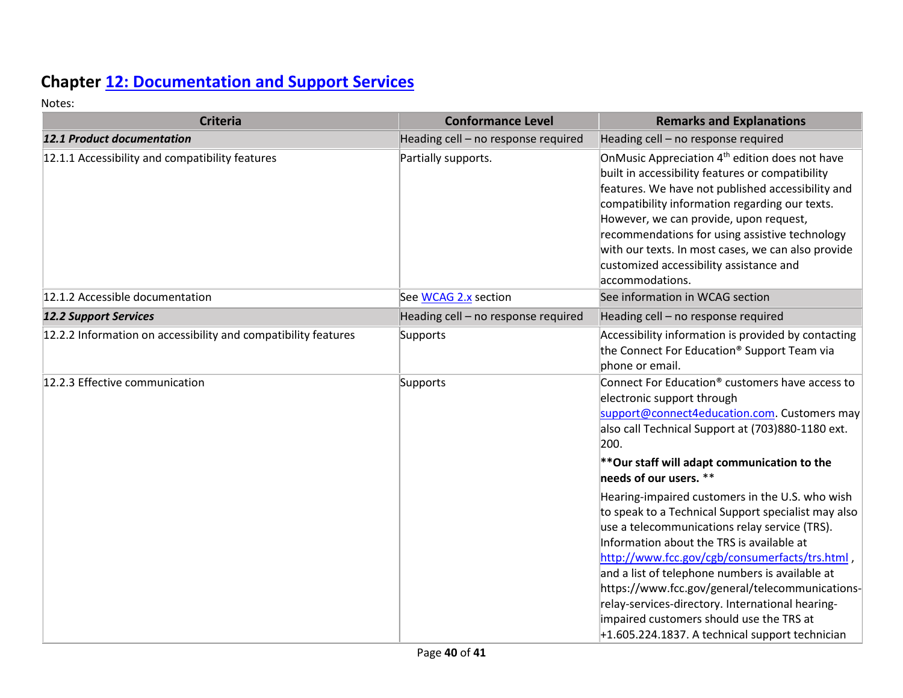## Chapter [12: Documentation and Support Services](#)

Notes:

| Criteria | Conformance Level | Remarks and Explanations |
|---|---|---|
| ***12.1 Product documentation*** | Heading cell – no response required | Heading cell – no response required |
| 12.1.1 Accessibility and compatibility features | Partially supports. | OnMusic Appreciation 4th edition does not have built in accessibility features or compatibility features. We have not published accessibility and compatibility information regarding our texts. However, we can provide, upon request, recommendations for using assistive technology with our texts. In most cases, we can also provide customized accessibility assistance and accommodations. |
| 12.1.2 Accessible documentation | See [WCAG 2.x](#) section | See information in WCAG section |
| ***12.2 Support Services*** | Heading cell – no response required | Heading cell – no response required |
| 12.2.2 Information on accessibility and compatibility features | Supports | Accessibility information is provided by contacting the Connect For Education® Support Team via phone or email. |
| 12.2.3 Effective communication | Supports | Connect For Education® customers have access to electronic support through [support@connect4education.com](mailto:support@connect4education.com). Customers may also call Technical Support at (703)880-1180 ext. 200. <br><br> **\*\*Our staff will adapt communication to the needs of our users.** \*\* <br><br> Hearing-impaired customers in the U.S. who wish to speak to a Technical Support specialist may also use a telecommunications relay service (TRS). Information about the TRS is available at [http://www.fcc.gov/cgb/consumerfacts/trs.html](http://www.fcc.gov/cgb/consumerfacts/trs.html) , and a list of telephone numbers is available at https://www.fcc.gov/general/telecommunications-relay-services-directory. International hearing-impaired customers should use the TRS at +1.605.224.1837. A technical support technician |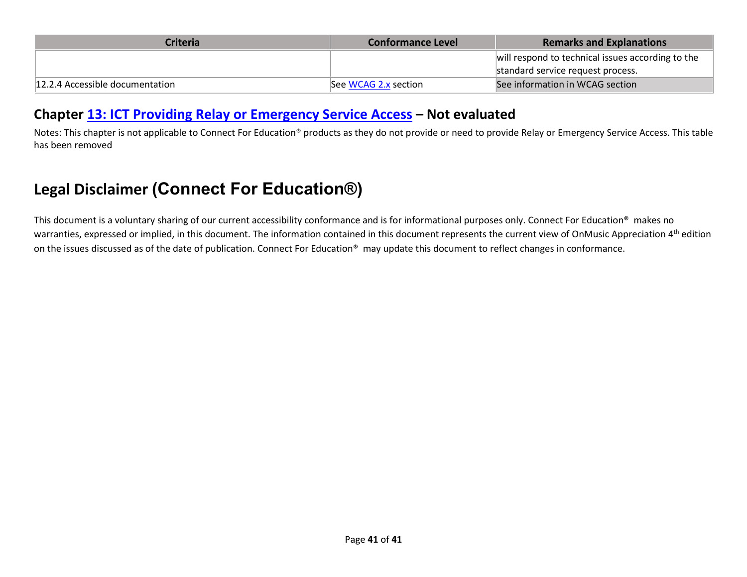| Criteria | Conformance Level | Remarks and Explanations |
| --- | --- | --- |
| | | will respond to technical issues according to the standard service request process. |
| 12.2.4 Accessible documentation | See WCAG 2.x section | See information in WCAG section |

## Chapter 13: ICT Providing Relay or Emergency Service Access – Not evaluated

Notes: This chapter is not applicable to Connect For Education® products as they do not provide or need to provide Relay or Emergency Service Access. This table has been removed

## Legal Disclaimer (Connect For Education®)

This document is a voluntary sharing of our current accessibility conformance and is for informational purposes only. Connect For Education® makes no warranties, expressed or implied, in this document. The information contained in this document represents the current view of OnMusic Appreciation 4th edition on the issues discussed as of the date of publication. Connect For Education® may update this document to reflect changes in conformance.